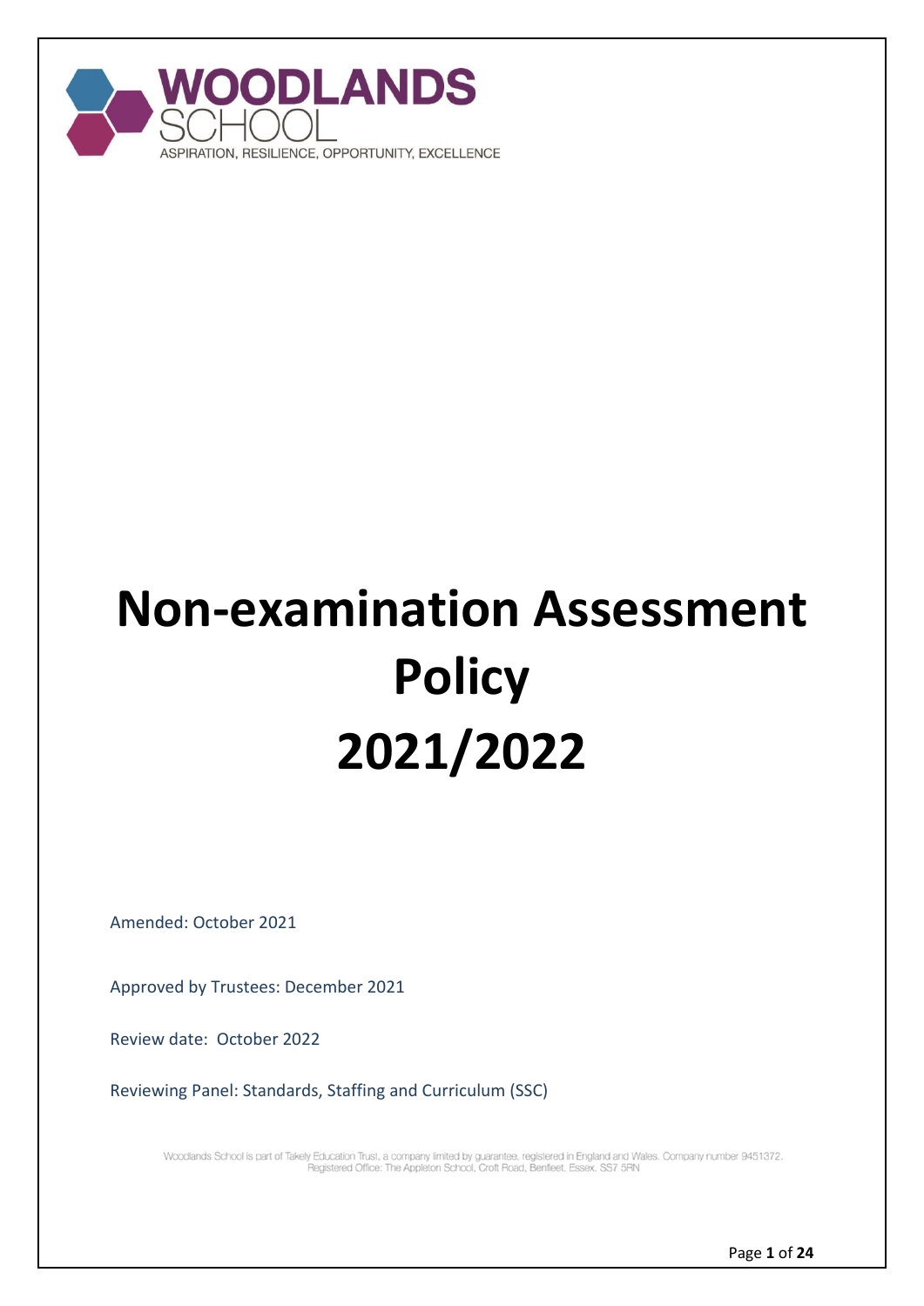WOODLANDS SCHOOL

ASPIRATION, RESILIENCE, OPPORTUNITY, EXCELLENCE

# Non-examination Assessment Policy 2021/2022

Amended: October 2021

Approved by Trustees: December 2021

Review date: October 2022

Reviewing Panel: Standards, Staffing and Curriculum (SSC)

Woodlands School is part of Takely Education Trust, a company limited by guarantee, registered in England and Wales. Company number 9451372. Registered Office: The Appleton School, Croft Road, Benfleet, Essex, SS7 5RN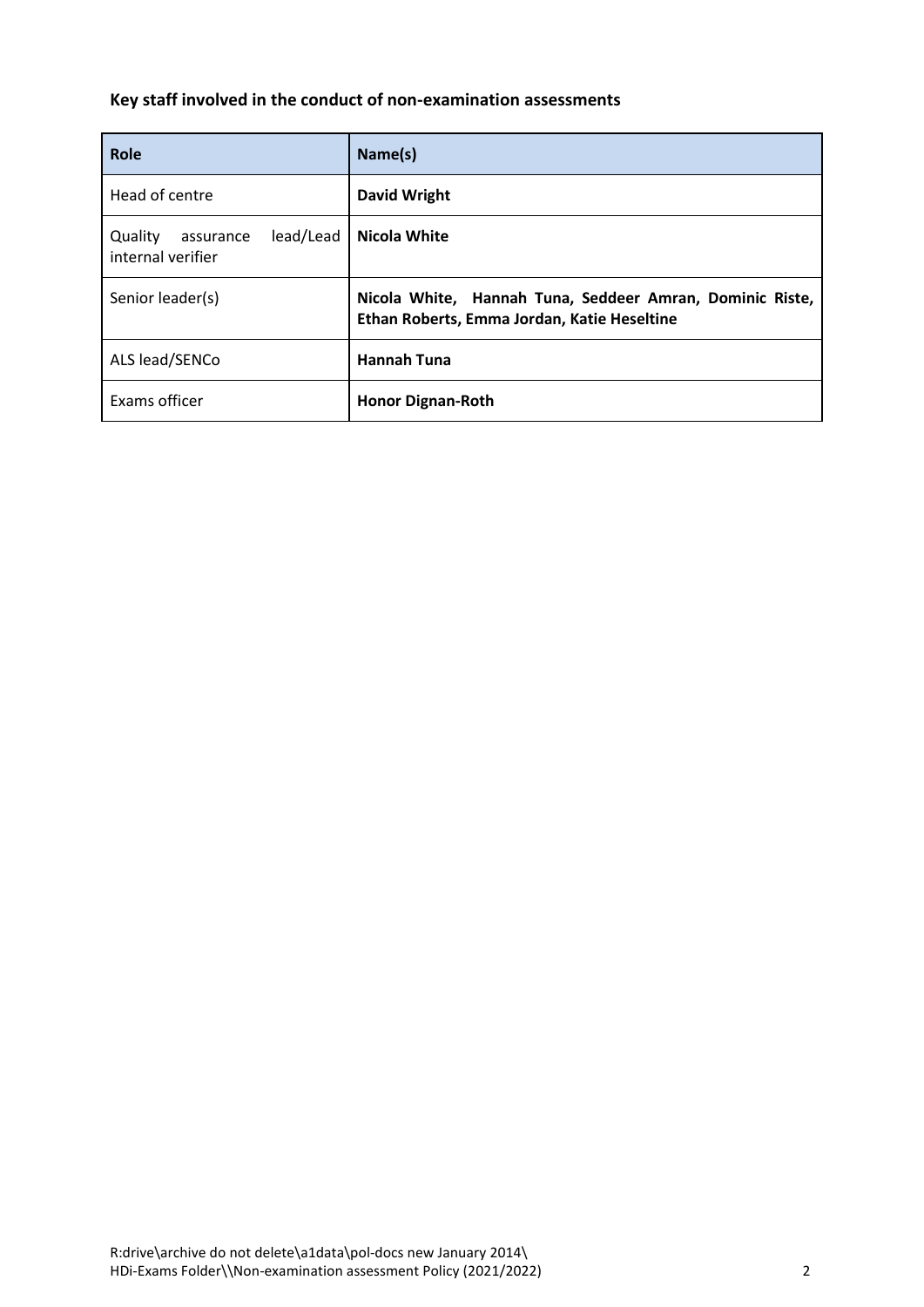**Key staff involved in the conduct of non-examination assessments**

| Role | Name(s) |
|---|---|
| Head of centre | **David Wright** |
| Quality assurance lead/Lead internal verifier | **Nicola White** |
| Senior leader(s) | **Nicola White, Hannah Tuna, Seddeer Amran, Dominic Riste, Ethan Roberts, Emma Jordan, Katie Heseltine** |
| ALS lead/SENCo | **Hannah Tuna** |
| Exams officer | **Honor Dignan-Roth** |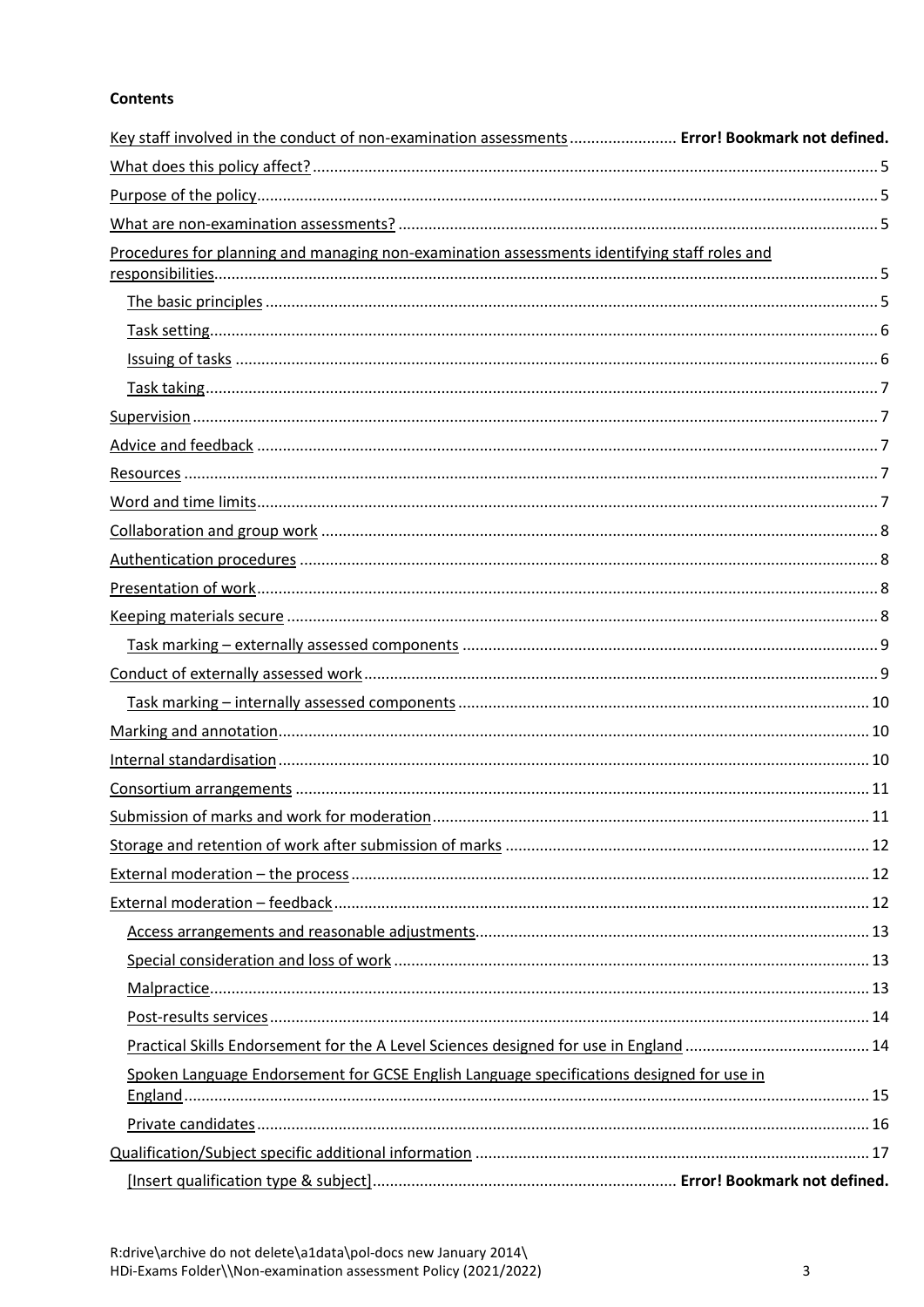**Contents**

Key staff involved in the conduct of non-examination assessments ......................... **Error! Bookmark not defined.**

What does this policy affect? ..... 5

Purpose of the policy ..... 5

What are non-examination assessments? ..... 5

Procedures for planning and managing non-examination assessments identifying staff roles and responsibilities ..... 5

- The basic principles ..... 5
- Task setting ..... 6
- Issuing of tasks ..... 6
- Task taking ..... 7

Supervision ..... 7

Advice and feedback ..... 7

Resources ..... 7

Word and time limits ..... 7

Collaboration and group work ..... 8

Authentication procedures ..... 8

Presentation of work ..... 8

Keeping materials secure ..... 8

- Task marking – externally assessed components ..... 9

Conduct of externally assessed work ..... 9

- Task marking – internally assessed components ..... 10

Marking and annotation ..... 10

Internal standardisation ..... 10

Consortium arrangements ..... 11

Submission of marks and work for moderation ..... 11

Storage and retention of work after submission of marks ..... 12

External moderation – the process ..... 12

External moderation – feedback ..... 12

- Access arrangements and reasonable adjustments ..... 13
- Special consideration and loss of work ..... 13
- Malpractice ..... 13
- Post-results services ..... 14
- Practical Skills Endorsement for the A Level Sciences designed for use in England ..... 14
- Spoken Language Endorsement for GCSE English Language specifications designed for use in England ..... 15
- Private candidates ..... 16

Qualification/Subject specific additional information ..... 17

- [Insert qualification type & subject] ......................... **Error! Bookmark not defined.**

R:drive\archive do not delete\a1data\pol-docs new January 2014\
HDi-Exams Folder\\Non-examination assessment Policy (2021/2022)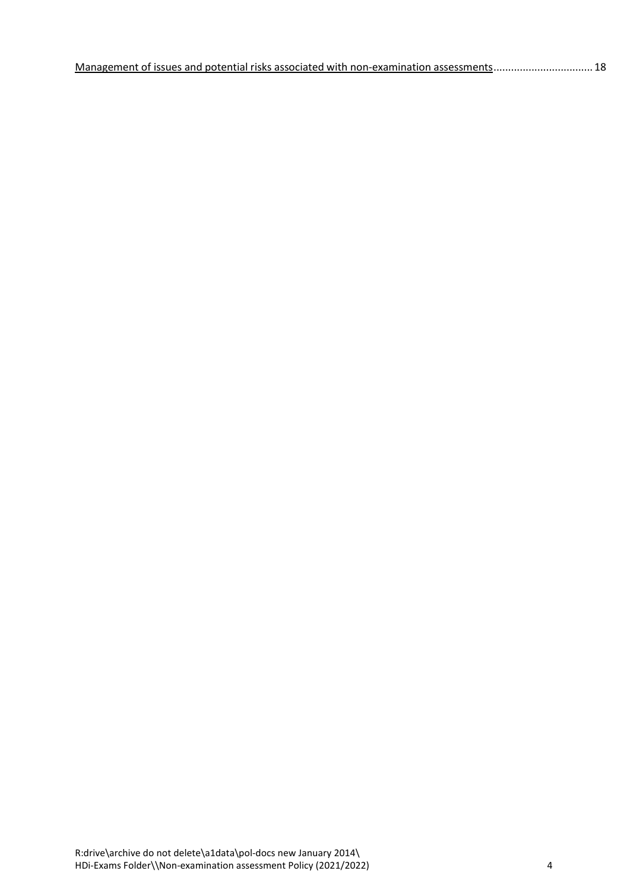[Management of issues and potential risks associated with non-examination assessments](#) ................................ 18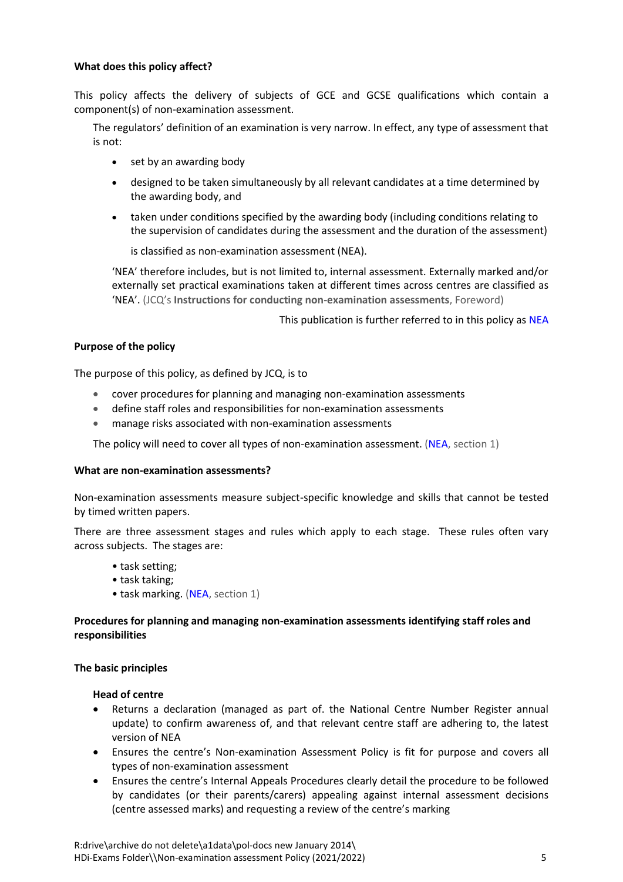**What does this policy affect?**

This policy affects the delivery of subjects of GCE and GCSE qualifications which contain a component(s) of non-examination assessment.

The regulators' definition of an examination is very narrow. In effect, any type of assessment that is not:

- set by an awarding body
- designed to be taken simultaneously by all relevant candidates at a time determined by the awarding body, and
- taken under conditions specified by the awarding body (including conditions relating to the supervision of candidates during the assessment and the duration of the assessment)

  is classified as non-examination assessment (NEA).

'NEA' therefore includes, but is not limited to, internal assessment. Externally marked and/or externally set practical examinations taken at different times across centres are classified as 'NEA'. (JCQ's **Instructions for conducting non-examination assessments**, Foreword)

This publication is further referred to in this policy as NEA

**Purpose of the policy**

The purpose of this policy, as defined by JCQ, is to

- cover procedures for planning and managing non-examination assessments
- define staff roles and responsibilities for non-examination assessments
- manage risks associated with non-examination assessments

The policy will need to cover all types of non-examination assessment. (NEA, section 1)

**What are non-examination assessments?**

Non-examination assessments measure subject-specific knowledge and skills that cannot be tested by timed written papers.

There are three assessment stages and rules which apply to each stage. These rules often vary across subjects. The stages are:

- task setting;
- task taking;
- task marking. (NEA, section 1)

**Procedures for planning and managing non-examination assessments identifying staff roles and responsibilities**

**The basic principles**

**Head of centre**

- Returns a declaration (managed as part of. the National Centre Number Register annual update) to confirm awareness of, and that relevant centre staff are adhering to, the latest version of NEA
- Ensures the centre's Non-examination Assessment Policy is fit for purpose and covers all types of non-examination assessment
- Ensures the centre's Internal Appeals Procedures clearly detail the procedure to be followed by candidates (or their parents/carers) appealing against internal assessment decisions (centre assessed marks) and requesting a review of the centre's marking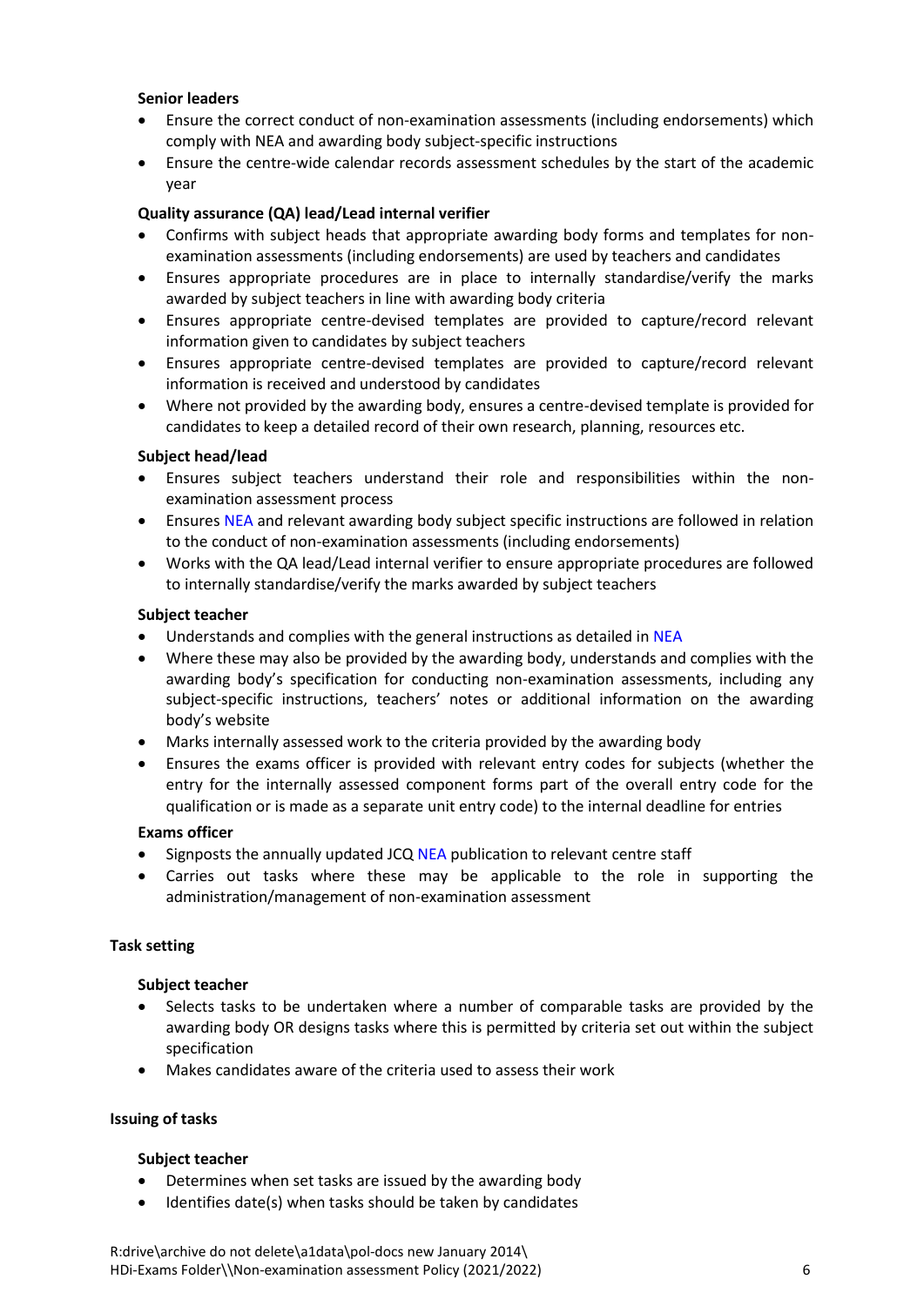**Senior leaders**

- Ensure the correct conduct of non-examination assessments (including endorsements) which comply with NEA and awarding body subject-specific instructions
- Ensure the centre-wide calendar records assessment schedules by the start of the academic year

**Quality assurance (QA) lead/Lead internal verifier**

- Confirms with subject heads that appropriate awarding body forms and templates for non-examination assessments (including endorsements) are used by teachers and candidates
- Ensures appropriate procedures are in place to internally standardise/verify the marks awarded by subject teachers in line with awarding body criteria
- Ensures appropriate centre-devised templates are provided to capture/record relevant information given to candidates by subject teachers
- Ensures appropriate centre-devised templates are provided to capture/record relevant information is received and understood by candidates
- Where not provided by the awarding body, ensures a centre-devised template is provided for candidates to keep a detailed record of their own research, planning, resources etc.

**Subject head/lead**

- Ensures subject teachers understand their role and responsibilities within the non-examination assessment process
- Ensures NEA and relevant awarding body subject specific instructions are followed in relation to the conduct of non-examination assessments (including endorsements)
- Works with the QA lead/Lead internal verifier to ensure appropriate procedures are followed to internally standardise/verify the marks awarded by subject teachers

**Subject teacher**

- Understands and complies with the general instructions as detailed in NEA
- Where these may also be provided by the awarding body, understands and complies with the awarding body's specification for conducting non-examination assessments, including any subject-specific instructions, teachers' notes or additional information on the awarding body's website
- Marks internally assessed work to the criteria provided by the awarding body
- Ensures the exams officer is provided with relevant entry codes for subjects (whether the entry for the internally assessed component forms part of the overall entry code for the qualification or is made as a separate unit entry code) to the internal deadline for entries

**Exams officer**

- Signposts the annually updated JCQ NEA publication to relevant centre staff
- Carries out tasks where these may be applicable to the role in supporting the administration/management of non-examination assessment

**Task setting**

**Subject teacher**

- Selects tasks to be undertaken where a number of comparable tasks are provided by the awarding body OR designs tasks where this is permitted by criteria set out within the subject specification
- Makes candidates aware of the criteria used to assess their work

**Issuing of tasks**

**Subject teacher**

- Determines when set tasks are issued by the awarding body
- Identifies date(s) when tasks should be taken by candidates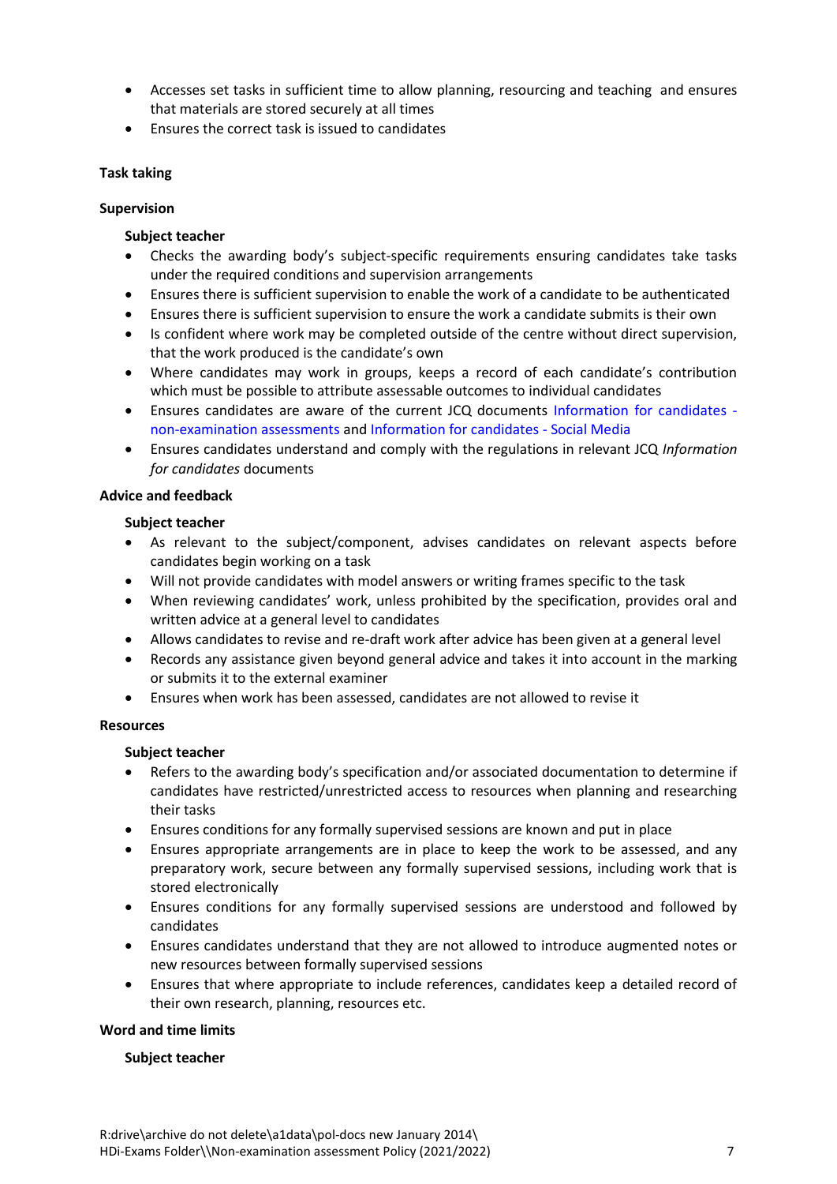- Accesses set tasks in sufficient time to allow planning, resourcing and teaching and ensures that materials are stored securely at all times
- Ensures the correct task is issued to candidates

**Task taking**

**Supervision**

**Subject teacher**

- Checks the awarding body's subject-specific requirements ensuring candidates take tasks under the required conditions and supervision arrangements
- Ensures there is sufficient supervision to enable the work of a candidate to be authenticated
- Ensures there is sufficient supervision to ensure the work a candidate submits is their own
- Is confident where work may be completed outside of the centre without direct supervision, that the work produced is the candidate's own
- Where candidates may work in groups, keeps a record of each candidate's contribution which must be possible to attribute assessable outcomes to individual candidates
- Ensures candidates are aware of the current JCQ documents Information for candidates - non-examination assessments and Information for candidates - Social Media
- Ensures candidates understand and comply with the regulations in relevant JCQ *Information for candidates* documents

**Advice and feedback**

**Subject teacher**

- As relevant to the subject/component, advises candidates on relevant aspects before candidates begin working on a task
- Will not provide candidates with model answers or writing frames specific to the task
- When reviewing candidates' work, unless prohibited by the specification, provides oral and written advice at a general level to candidates
- Allows candidates to revise and re-draft work after advice has been given at a general level
- Records any assistance given beyond general advice and takes it into account in the marking or submits it to the external examiner
- Ensures when work has been assessed, candidates are not allowed to revise it

**Resources**

**Subject teacher**

- Refers to the awarding body's specification and/or associated documentation to determine if candidates have restricted/unrestricted access to resources when planning and researching their tasks
- Ensures conditions for any formally supervised sessions are known and put in place
- Ensures appropriate arrangements are in place to keep the work to be assessed, and any preparatory work, secure between any formally supervised sessions, including work that is stored electronically
- Ensures conditions for any formally supervised sessions are understood and followed by candidates
- Ensures candidates understand that they are not allowed to introduce augmented notes or new resources between formally supervised sessions
- Ensures that where appropriate to include references, candidates keep a detailed record of their own research, planning, resources etc.

**Word and time limits**

**Subject teacher**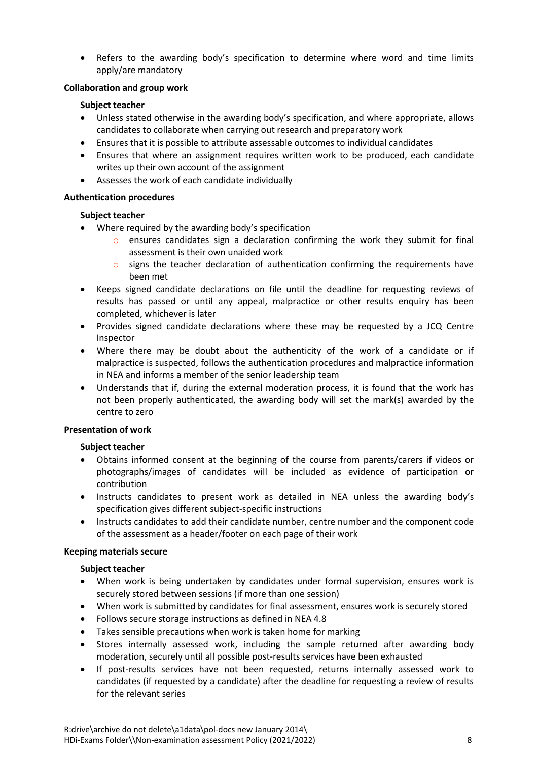- Refers to the awarding body's specification to determine where word and time limits apply/are mandatory

**Collaboration and group work**

**Subject teacher**

- Unless stated otherwise in the awarding body's specification, and where appropriate, allows candidates to collaborate when carrying out research and preparatory work
- Ensures that it is possible to attribute assessable outcomes to individual candidates
- Ensures that where an assignment requires written work to be produced, each candidate writes up their own account of the assignment
- Assesses the work of each candidate individually

**Authentication procedures**

**Subject teacher**

- Where required by the awarding body's specification
  - ensures candidates sign a declaration confirming the work they submit for final assessment is their own unaided work
  - signs the teacher declaration of authentication confirming the requirements have been met
- Keeps signed candidate declarations on file until the deadline for requesting reviews of results has passed or until any appeal, malpractice or other results enquiry has been completed, whichever is later
- Provides signed candidate declarations where these may be requested by a JCQ Centre Inspector
- Where there may be doubt about the authenticity of the work of a candidate or if malpractice is suspected, follows the authentication procedures and malpractice information in NEA and informs a member of the senior leadership team
- Understands that if, during the external moderation process, it is found that the work has not been properly authenticated, the awarding body will set the mark(s) awarded by the centre to zero

**Presentation of work**

**Subject teacher**

- Obtains informed consent at the beginning of the course from parents/carers if videos or photographs/images of candidates will be included as evidence of participation or contribution
- Instructs candidates to present work as detailed in NEA unless the awarding body's specification gives different subject-specific instructions
- Instructs candidates to add their candidate number, centre number and the component code of the assessment as a header/footer on each page of their work

**Keeping materials secure**

**Subject teacher**

- When work is being undertaken by candidates under formal supervision, ensures work is securely stored between sessions (if more than one session)
- When work is submitted by candidates for final assessment, ensures work is securely stored
- Follows secure storage instructions as defined in NEA 4.8
- Takes sensible precautions when work is taken home for marking
- Stores internally assessed work, including the sample returned after awarding body moderation, securely until all possible post-results services have been exhausted
- If post-results services have not been requested, returns internally assessed work to candidates (if requested by a candidate) after the deadline for requesting a review of results for the relevant series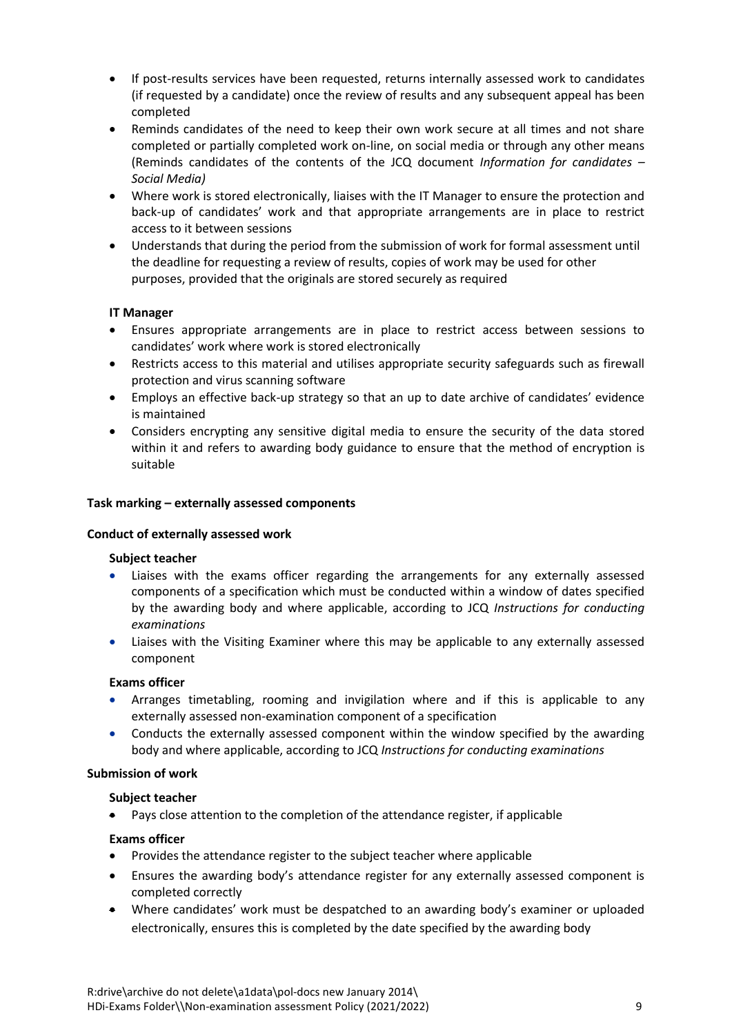- If post-results services have been requested, returns internally assessed work to candidates (if requested by a candidate) once the review of results and any subsequent appeal has been completed
- Reminds candidates of the need to keep their own work secure at all times and not share completed or partially completed work on-line, on social media or through any other means (Reminds candidates of the contents of the JCQ document *Information for candidates – Social Media)*
- Where work is stored electronically, liaises with the IT Manager to ensure the protection and back-up of candidates' work and that appropriate arrangements are in place to restrict access to it between sessions
- Understands that during the period from the submission of work for formal assessment until the deadline for requesting a review of results, copies of work may be used for other purposes, provided that the originals are stored securely as required

**IT Manager**

- Ensures appropriate arrangements are in place to restrict access between sessions to candidates' work where work is stored electronically
- Restricts access to this material and utilises appropriate security safeguards such as firewall protection and virus scanning software
- Employs an effective back-up strategy so that an up to date archive of candidates' evidence is maintained
- Considers encrypting any sensitive digital media to ensure the security of the data stored within it and refers to awarding body guidance to ensure that the method of encryption is suitable

**Task marking – externally assessed components**

**Conduct of externally assessed work**

**Subject teacher**

- Liaises with the exams officer regarding the arrangements for any externally assessed components of a specification which must be conducted within a window of dates specified by the awarding body and where applicable, according to JCQ *Instructions for conducting examinations*
- Liaises with the Visiting Examiner where this may be applicable to any externally assessed component

**Exams officer**

- Arranges timetabling, rooming and invigilation where and if this is applicable to any externally assessed non-examination component of a specification
- Conducts the externally assessed component within the window specified by the awarding body and where applicable, according to JCQ *Instructions for conducting examinations*

**Submission of work**

**Subject teacher**

- Pays close attention to the completion of the attendance register, if applicable

**Exams officer**

- Provides the attendance register to the subject teacher where applicable
- Ensures the awarding body's attendance register for any externally assessed component is completed correctly
- Where candidates' work must be despatched to an awarding body's examiner or uploaded electronically, ensures this is completed by the date specified by the awarding body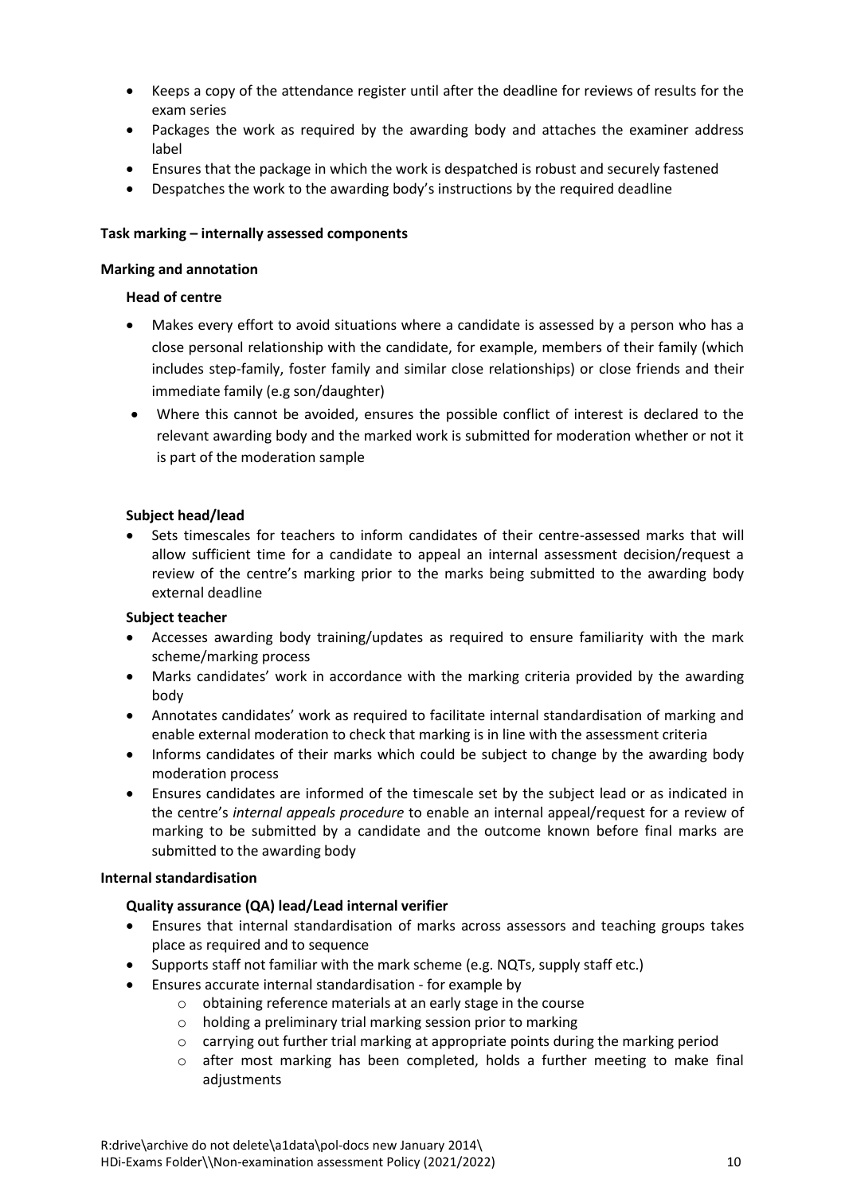- Keeps a copy of the attendance register until after the deadline for reviews of results for the exam series
- Packages the work as required by the awarding body and attaches the examiner address label
- Ensures that the package in which the work is despatched is robust and securely fastened
- Despatches the work to the awarding body's instructions by the required deadline

**Task marking – internally assessed components**

**Marking and annotation**

**Head of centre**

- Makes every effort to avoid situations where a candidate is assessed by a person who has a close personal relationship with the candidate, for example, members of their family (which includes step-family, foster family and similar close relationships) or close friends and their immediate family (e.g son/daughter)
- Where this cannot be avoided, ensures the possible conflict of interest is declared to the relevant awarding body and the marked work is submitted for moderation whether or not it is part of the moderation sample

**Subject head/lead**

- Sets timescales for teachers to inform candidates of their centre-assessed marks that will allow sufficient time for a candidate to appeal an internal assessment decision/request a review of the centre's marking prior to the marks being submitted to the awarding body external deadline

**Subject teacher**

- Accesses awarding body training/updates as required to ensure familiarity with the mark scheme/marking process
- Marks candidates' work in accordance with the marking criteria provided by the awarding body
- Annotates candidates' work as required to facilitate internal standardisation of marking and enable external moderation to check that marking is in line with the assessment criteria
- Informs candidates of their marks which could be subject to change by the awarding body moderation process
- Ensures candidates are informed of the timescale set by the subject lead or as indicated in the centre's *internal appeals procedure* to enable an internal appeal/request for a review of marking to be submitted by a candidate and the outcome known before final marks are submitted to the awarding body

**Internal standardisation**

**Quality assurance (QA) lead/Lead internal verifier**

- Ensures that internal standardisation of marks across assessors and teaching groups takes place as required and to sequence
- Supports staff not familiar with the mark scheme (e.g. NQTs, supply staff etc.)
- Ensures accurate internal standardisation - for example by
  - obtaining reference materials at an early stage in the course
  - holding a preliminary trial marking session prior to marking
  - carrying out further trial marking at appropriate points during the marking period
  - after most marking has been completed, holds a further meeting to make final adjustments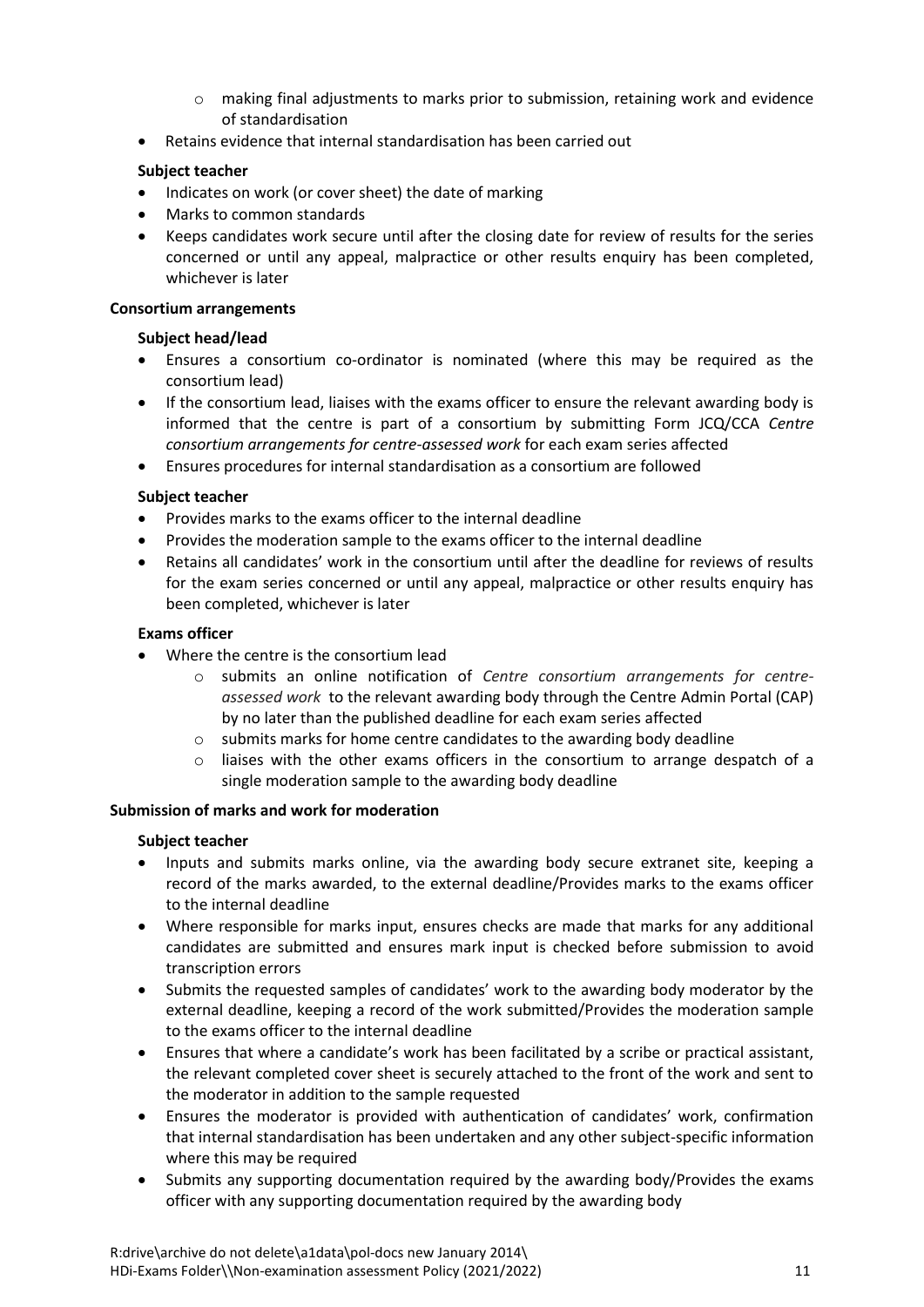- making final adjustments to marks prior to submission, retaining work and evidence of standardisation
- Retains evidence that internal standardisation has been carried out

**Subject teacher**

- Indicates on work (or cover sheet) the date of marking
- Marks to common standards
- Keeps candidates work secure until after the closing date for review of results for the series concerned or until any appeal, malpractice or other results enquiry has been completed, whichever is later

**Consortium arrangements**

**Subject head/lead**

- Ensures a consortium co-ordinator is nominated (where this may be required as the consortium lead)
- If the consortium lead, liaises with the exams officer to ensure the relevant awarding body is informed that the centre is part of a consortium by submitting Form JCQ/CCA *Centre consortium arrangements for centre-assessed work* for each exam series affected
- Ensures procedures for internal standardisation as a consortium are followed

**Subject teacher**

- Provides marks to the exams officer to the internal deadline
- Provides the moderation sample to the exams officer to the internal deadline
- Retains all candidates' work in the consortium until after the deadline for reviews of results for the exam series concerned or until any appeal, malpractice or other results enquiry has been completed, whichever is later

**Exams officer**

- Where the centre is the consortium lead
    - submits an online notification of *Centre consortium arrangements for centre-assessed work* to the relevant awarding body through the Centre Admin Portal (CAP) by no later than the published deadline for each exam series affected
    - submits marks for home centre candidates to the awarding body deadline
    - liaises with the other exams officers in the consortium to arrange despatch of a single moderation sample to the awarding body deadline

**Submission of marks and work for moderation**

**Subject teacher**

- Inputs and submits marks online, via the awarding body secure extranet site, keeping a record of the marks awarded, to the external deadline/Provides marks to the exams officer to the internal deadline
- Where responsible for marks input, ensures checks are made that marks for any additional candidates are submitted and ensures mark input is checked before submission to avoid transcription errors
- Submits the requested samples of candidates' work to the awarding body moderator by the external deadline, keeping a record of the work submitted/Provides the moderation sample to the exams officer to the internal deadline
- Ensures that where a candidate's work has been facilitated by a scribe or practical assistant, the relevant completed cover sheet is securely attached to the front of the work and sent to the moderator in addition to the sample requested
- Ensures the moderator is provided with authentication of candidates' work, confirmation that internal standardisation has been undertaken and any other subject-specific information where this may be required
- Submits any supporting documentation required by the awarding body/Provides the exams officer with any supporting documentation required by the awarding body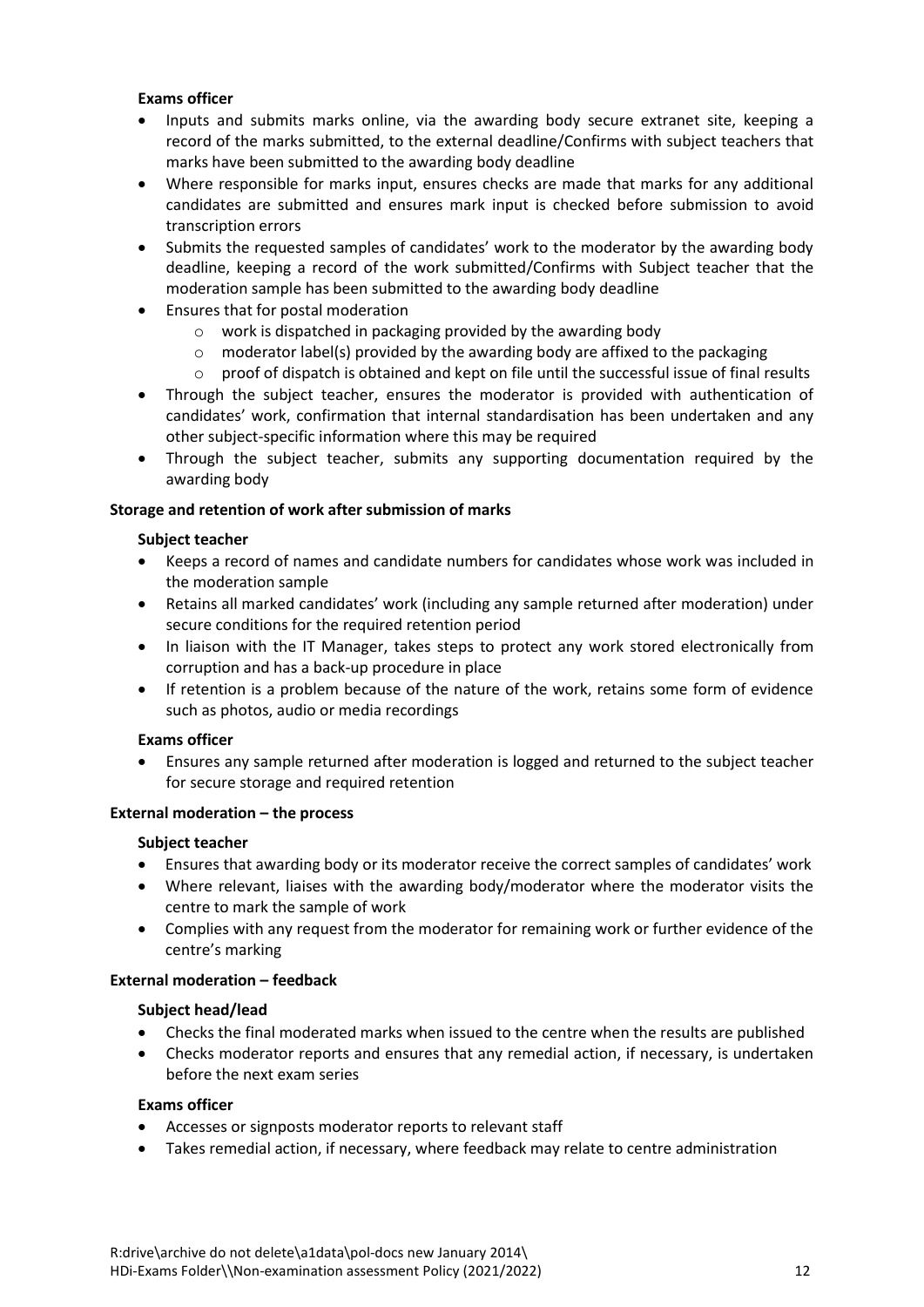**Exams officer**

- Inputs and submits marks online, via the awarding body secure extranet site, keeping a record of the marks submitted, to the external deadline/Confirms with subject teachers that marks have been submitted to the awarding body deadline
- Where responsible for marks input, ensures checks are made that marks for any additional candidates are submitted and ensures mark input is checked before submission to avoid transcription errors
- Submits the requested samples of candidates' work to the moderator by the awarding body deadline, keeping a record of the work submitted/Confirms with Subject teacher that the moderation sample has been submitted to the awarding body deadline
- Ensures that for postal moderation
  - work is dispatched in packaging provided by the awarding body
  - moderator label(s) provided by the awarding body are affixed to the packaging
  - proof of dispatch is obtained and kept on file until the successful issue of final results
- Through the subject teacher, ensures the moderator is provided with authentication of candidates' work, confirmation that internal standardisation has been undertaken and any other subject-specific information where this may be required
- Through the subject teacher, submits any supporting documentation required by the awarding body

**Storage and retention of work after submission of marks**

**Subject teacher**

- Keeps a record of names and candidate numbers for candidates whose work was included in the moderation sample
- Retains all marked candidates' work (including any sample returned after moderation) under secure conditions for the required retention period
- In liaison with the IT Manager, takes steps to protect any work stored electronically from corruption and has a back-up procedure in place
- If retention is a problem because of the nature of the work, retains some form of evidence such as photos, audio or media recordings

**Exams officer**

- Ensures any sample returned after moderation is logged and returned to the subject teacher for secure storage and required retention

**External moderation – the process**

**Subject teacher**

- Ensures that awarding body or its moderator receive the correct samples of candidates' work
- Where relevant, liaises with the awarding body/moderator where the moderator visits the centre to mark the sample of work
- Complies with any request from the moderator for remaining work or further evidence of the centre's marking

**External moderation – feedback**

**Subject head/lead**

- Checks the final moderated marks when issued to the centre when the results are published
- Checks moderator reports and ensures that any remedial action, if necessary, is undertaken before the next exam series

**Exams officer**

- Accesses or signposts moderator reports to relevant staff
- Takes remedial action, if necessary, where feedback may relate to centre administration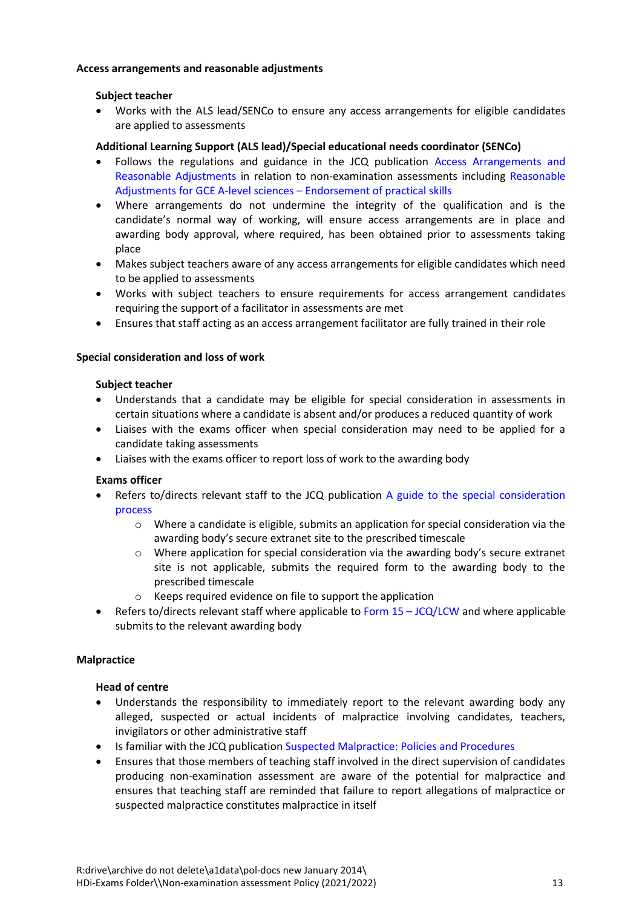**Access arrangements and reasonable adjustments**

**Subject teacher**

- Works with the ALS lead/SENCo to ensure any access arrangements for eligible candidates are applied to assessments

**Additional Learning Support (ALS lead)/Special educational needs coordinator (SENCo)**

- Follows the regulations and guidance in the JCQ publication Access Arrangements and Reasonable Adjustments in relation to non-examination assessments including Reasonable Adjustments for GCE A-level sciences – Endorsement of practical skills
- Where arrangements do not undermine the integrity of the qualification and is the candidate's normal way of working, will ensure access arrangements are in place and awarding body approval, where required, has been obtained prior to assessments taking place
- Makes subject teachers aware of any access arrangements for eligible candidates which need to be applied to assessments
- Works with subject teachers to ensure requirements for access arrangement candidates requiring the support of a facilitator in assessments are met
- Ensures that staff acting as an access arrangement facilitator are fully trained in their role

**Special consideration and loss of work**

**Subject teacher**

- Understands that a candidate may be eligible for special consideration in assessments in certain situations where a candidate is absent and/or produces a reduced quantity of work
- Liaises with the exams officer when special consideration may need to be applied for a candidate taking assessments
- Liaises with the exams officer to report loss of work to the awarding body

**Exams officer**

- Refers to/directs relevant staff to the JCQ publication A guide to the special consideration process
    - Where a candidate is eligible, submits an application for special consideration via the awarding body's secure extranet site to the prescribed timescale
    - Where application for special consideration via the awarding body's secure extranet site is not applicable, submits the required form to the awarding body to the prescribed timescale
    - Keeps required evidence on file to support the application
- Refers to/directs relevant staff where applicable to Form 15 – JCQ/LCW and where applicable submits to the relevant awarding body

**Malpractice**

**Head of centre**

- Understands the responsibility to immediately report to the relevant awarding body any alleged, suspected or actual incidents of malpractice involving candidates, teachers, invigilators or other administrative staff
- Is familiar with the JCQ publication Suspected Malpractice: Policies and Procedures
- Ensures that those members of teaching staff involved in the direct supervision of candidates producing non-examination assessment are aware of the potential for malpractice and ensures that teaching staff are reminded that failure to report allegations of malpractice or suspected malpractice constitutes malpractice in itself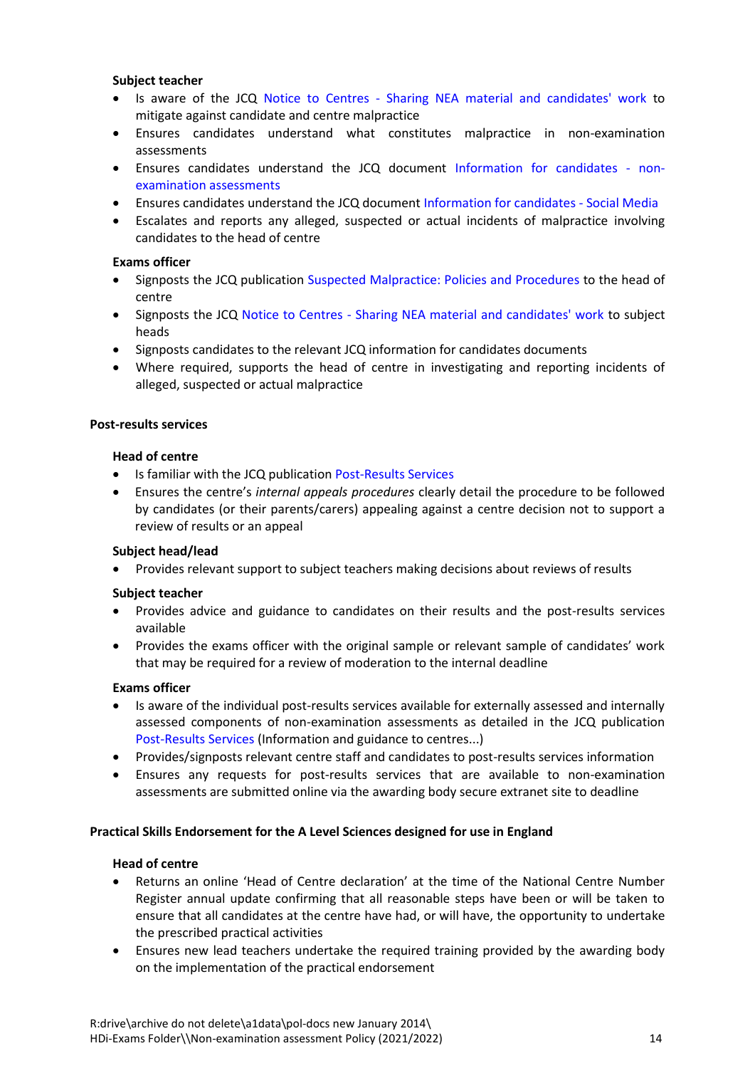**Subject teacher**

- Is aware of the JCQ Notice to Centres - Sharing NEA material and candidates' work to mitigate against candidate and centre malpractice
- Ensures candidates understand what constitutes malpractice in non-examination assessments
- Ensures candidates understand the JCQ document Information for candidates - non-examination assessments
- Ensures candidates understand the JCQ document Information for candidates - Social Media
- Escalates and reports any alleged, suspected or actual incidents of malpractice involving candidates to the head of centre

**Exams officer**

- Signposts the JCQ publication Suspected Malpractice: Policies and Procedures to the head of centre
- Signposts the JCQ Notice to Centres - Sharing NEA material and candidates' work to subject heads
- Signposts candidates to the relevant JCQ information for candidates documents
- Where required, supports the head of centre in investigating and reporting incidents of alleged, suspected or actual malpractice

### Post-results services

**Head of centre**

- Is familiar with the JCQ publication Post-Results Services
- Ensures the centre's *internal appeals procedures* clearly detail the procedure to be followed by candidates (or their parents/carers) appealing against a centre decision not to support a review of results or an appeal

**Subject head/lead**

- Provides relevant support to subject teachers making decisions about reviews of results

**Subject teacher**

- Provides advice and guidance to candidates on their results and the post-results services available
- Provides the exams officer with the original sample or relevant sample of candidates' work that may be required for a review of moderation to the internal deadline

**Exams officer**

- Is aware of the individual post-results services available for externally assessed and internally assessed components of non-examination assessments as detailed in the JCQ publication Post-Results Services (Information and guidance to centres...)
- Provides/signposts relevant centre staff and candidates to post-results services information
- Ensures any requests for post-results services that are available to non-examination assessments are submitted online via the awarding body secure extranet site to deadline

### Practical Skills Endorsement for the A Level Sciences designed for use in England

**Head of centre**

- Returns an online 'Head of Centre declaration' at the time of the National Centre Number Register annual update confirming that all reasonable steps have been or will be taken to ensure that all candidates at the centre have had, or will have, the opportunity to undertake the prescribed practical activities
- Ensures new lead teachers undertake the required training provided by the awarding body on the implementation of the practical endorsement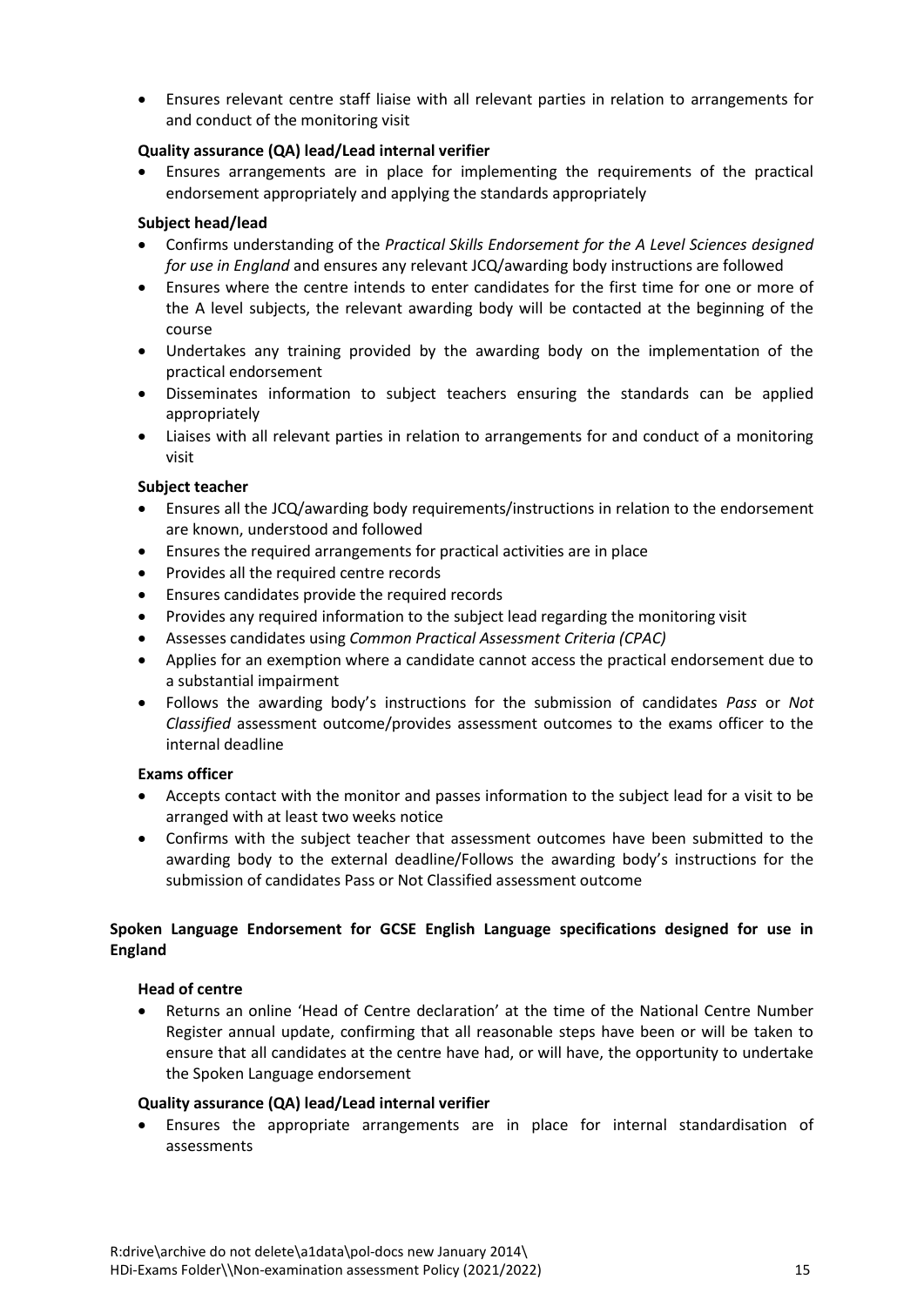- Ensures relevant centre staff liaise with all relevant parties in relation to arrangements for and conduct of the monitoring visit

**Quality assurance (QA) lead/Lead internal verifier**

- Ensures arrangements are in place for implementing the requirements of the practical endorsement appropriately and applying the standards appropriately

**Subject head/lead**

- Confirms understanding of the *Practical Skills Endorsement for the A Level Sciences designed for use in England* and ensures any relevant JCQ/awarding body instructions are followed
- Ensures where the centre intends to enter candidates for the first time for one or more of the A level subjects, the relevant awarding body will be contacted at the beginning of the course
- Undertakes any training provided by the awarding body on the implementation of the practical endorsement
- Disseminates information to subject teachers ensuring the standards can be applied appropriately
- Liaises with all relevant parties in relation to arrangements for and conduct of a monitoring visit

**Subject teacher**

- Ensures all the JCQ/awarding body requirements/instructions in relation to the endorsement are known, understood and followed
- Ensures the required arrangements for practical activities are in place
- Provides all the required centre records
- Ensures candidates provide the required records
- Provides any required information to the subject lead regarding the monitoring visit
- Assesses candidates using *Common Practical Assessment Criteria (CPAC)*
- Applies for an exemption where a candidate cannot access the practical endorsement due to a substantial impairment
- Follows the awarding body's instructions for the submission of candidates *Pass* or *Not Classified* assessment outcome/provides assessment outcomes to the exams officer to the internal deadline

**Exams officer**

- Accepts contact with the monitor and passes information to the subject lead for a visit to be arranged with at least two weeks notice
- Confirms with the subject teacher that assessment outcomes have been submitted to the awarding body to the external deadline/Follows the awarding body's instructions for the submission of candidates Pass or Not Classified assessment outcome

**Spoken Language Endorsement for GCSE English Language specifications designed for use in England**

**Head of centre**

- Returns an online 'Head of Centre declaration' at the time of the National Centre Number Register annual update, confirming that all reasonable steps have been or will be taken to ensure that all candidates at the centre have had, or will have, the opportunity to undertake the Spoken Language endorsement

**Quality assurance (QA) lead/Lead internal verifier**

- Ensures the appropriate arrangements are in place for internal standardisation of assessments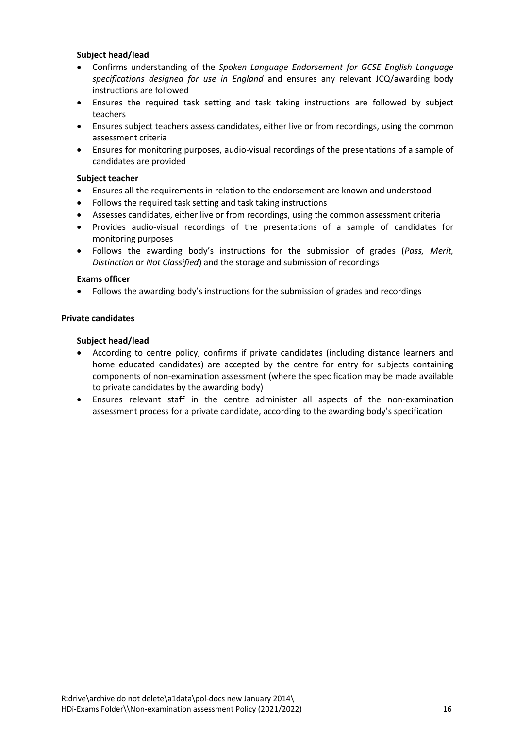**Subject head/lead**

- Confirms understanding of the *Spoken Language Endorsement for GCSE English Language specifications designed for use in England* and ensures any relevant JCQ/awarding body instructions are followed
- Ensures the required task setting and task taking instructions are followed by subject teachers
- Ensures subject teachers assess candidates, either live or from recordings, using the common assessment criteria
- Ensures for monitoring purposes, audio-visual recordings of the presentations of a sample of candidates are provided

**Subject teacher**

- Ensures all the requirements in relation to the endorsement are known and understood
- Follows the required task setting and task taking instructions
- Assesses candidates, either live or from recordings, using the common assessment criteria
- Provides audio-visual recordings of the presentations of a sample of candidates for monitoring purposes
- Follows the awarding body's instructions for the submission of grades (*Pass, Merit, Distinction* or *Not Classified*) and the storage and submission of recordings

**Exams officer**

- Follows the awarding body's instructions for the submission of grades and recordings

**Private candidates**

**Subject head/lead**

- According to centre policy, confirms if private candidates (including distance learners and home educated candidates) are accepted by the centre for entry for subjects containing components of non-examination assessment (where the specification may be made available to private candidates by the awarding body)
- Ensures relevant staff in the centre administer all aspects of the non-examination assessment process for a private candidate, according to the awarding body's specification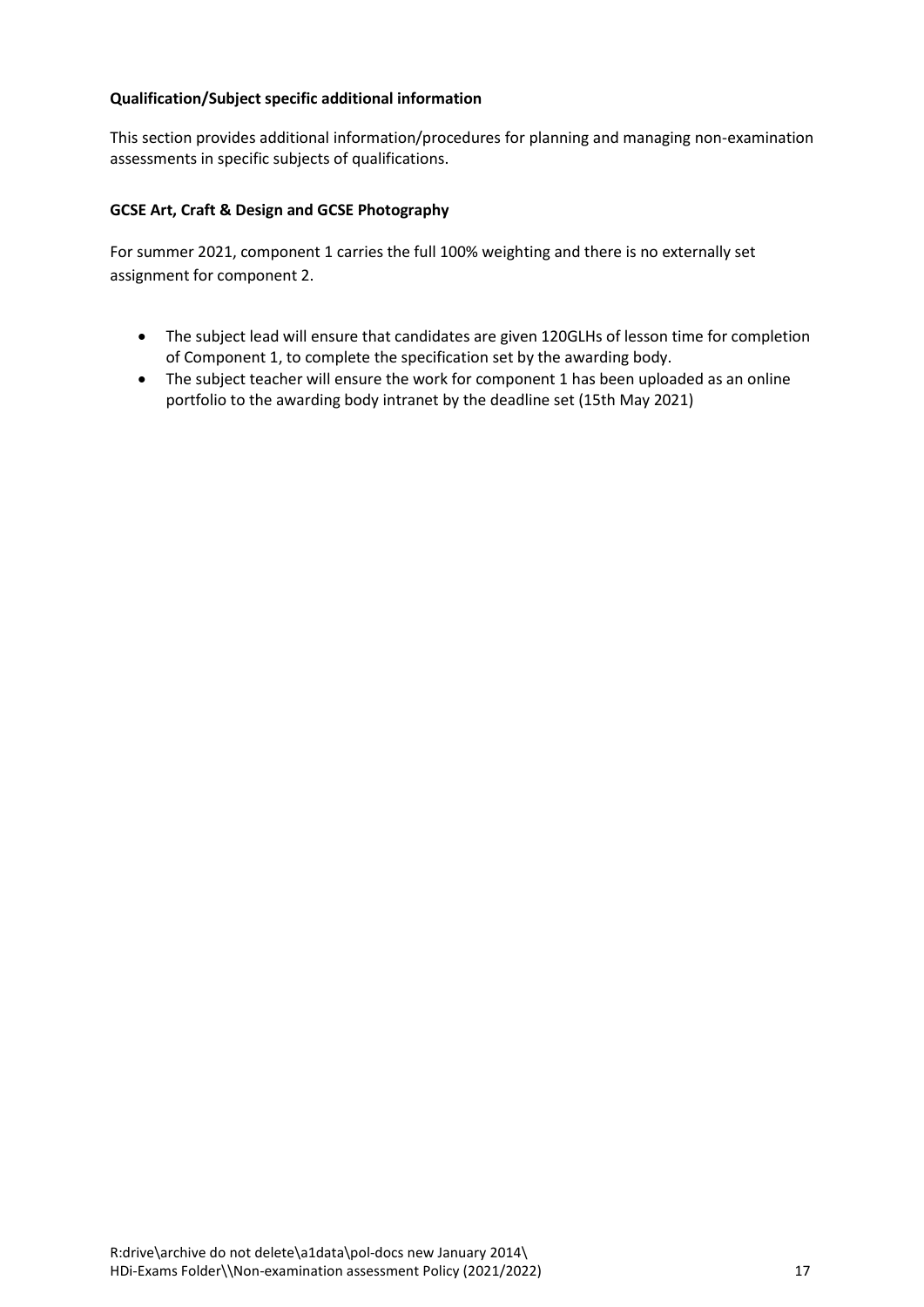**Qualification/Subject specific additional information**

This section provides additional information/procedures for planning and managing non-examination assessments in specific subjects of qualifications.

**GCSE Art, Craft & Design and GCSE Photography**

For summer 2021, component 1 carries the full 100% weighting and there is no externally set assignment for component 2.

- The subject lead will ensure that candidates are given 120GLHs of lesson time for completion of Component 1, to complete the specification set by the awarding body.
- The subject teacher will ensure the work for component 1 has been uploaded as an online portfolio to the awarding body intranet by the deadline set (15th May 2021)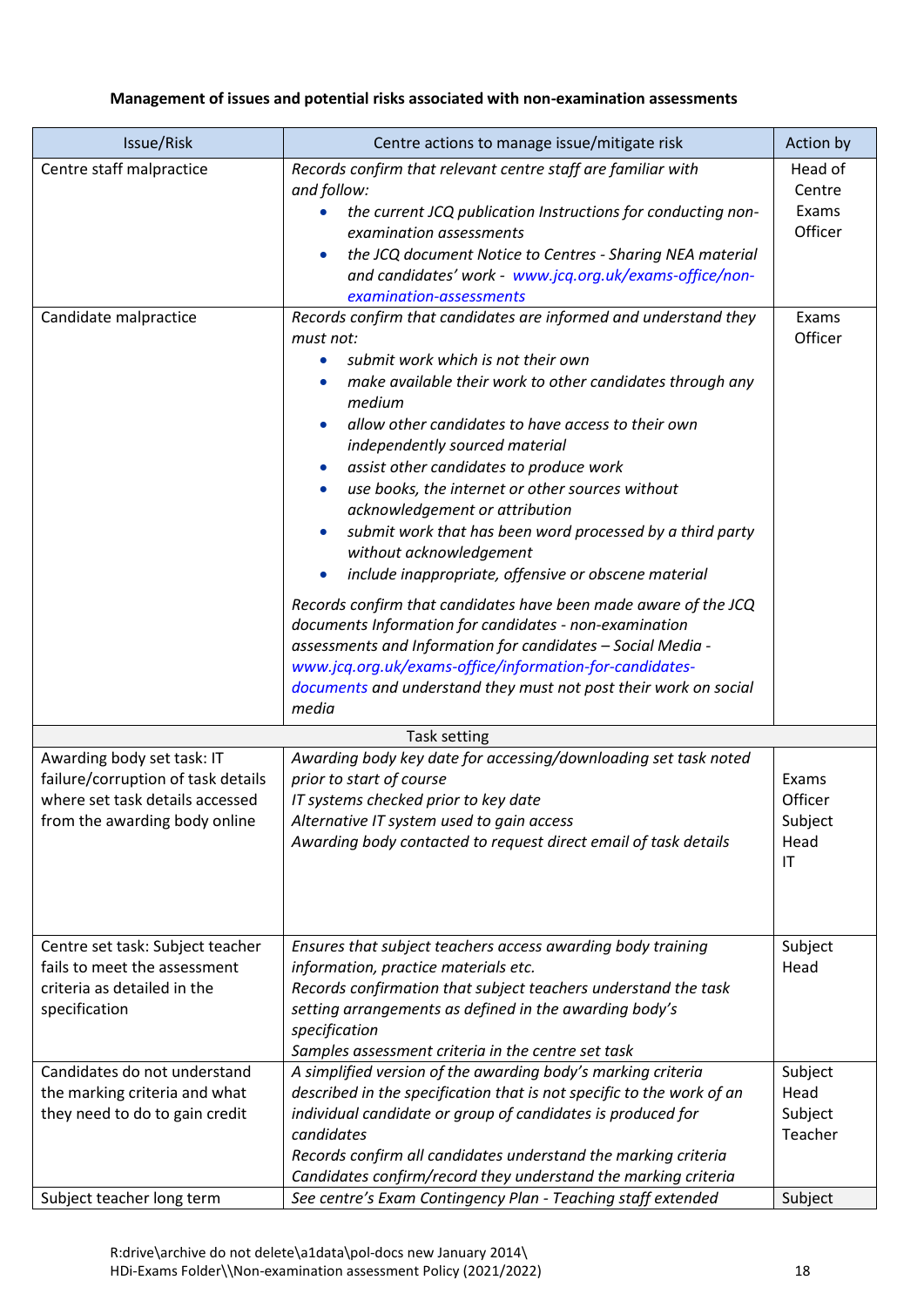**Management of issues and potential risks associated with non-examination assessments**

| Issue/Risk | Centre actions to manage issue/mitigate risk | Action by |
|---|---|---|
| Centre staff malpractice | *Records confirm that relevant centre staff are familiar with and follow:*<br>• *the current JCQ publication Instructions for conducting non-examination assessments*<br>• *the JCQ document Notice to Centres - Sharing NEA material and candidates' work - www.jcq.org.uk/exams-office/non-examination-assessments* | Head of Centre Exams Officer |
| Candidate malpractice | *Records confirm that candidates are informed and understand they must not:*<br>• *submit work which is not their own*<br>• *make available their work to other candidates through any medium*<br>• *allow other candidates to have access to their own independently sourced material*<br>• *assist other candidates to produce work*<br>• *use books, the internet or other sources without acknowledgement or attribution*<br>• *submit work that has been word processed by a third party without acknowledgement*<br>• *include inappropriate, offensive or obscene material*<br><br>*Records confirm that candidates have been made aware of the JCQ documents Information for candidates - non-examination assessments and Information for candidates – Social Media - www.jcq.org.uk/exams-office/information-for-candidates-documents and understand they must not post their work on social media* | Exams Officer |
| Task setting | | |
| Awarding body set task: IT failure/corruption of task details where set task details accessed from the awarding body online | *Awarding body key date for accessing/downloading set task noted prior to start of course*<br>*IT systems checked prior to key date*<br>*Alternative IT system used to gain access*<br>*Awarding body contacted to request direct email of task details* | Exams Officer Subject Head IT |
| Centre set task: Subject teacher fails to meet the assessment criteria as detailed in the specification | *Ensures that subject teachers access awarding body training information, practice materials etc.*<br>*Records confirmation that subject teachers understand the task setting arrangements as defined in the awarding body's specification*<br>*Samples assessment criteria in the centre set task* | Subject Head |
| Candidates do not understand the marking criteria and what they need to do to gain credit | *A simplified version of the awarding body's marking criteria described in the specification that is not specific to the work of an individual candidate or group of candidates is produced for candidates*<br>*Records confirm all candidates understand the marking criteria*<br>*Candidates confirm/record they understand the marking criteria* | Subject Head Subject Teacher |
| Subject teacher long term | *See centre's Exam Contingency Plan - Teaching staff extended* | Subject |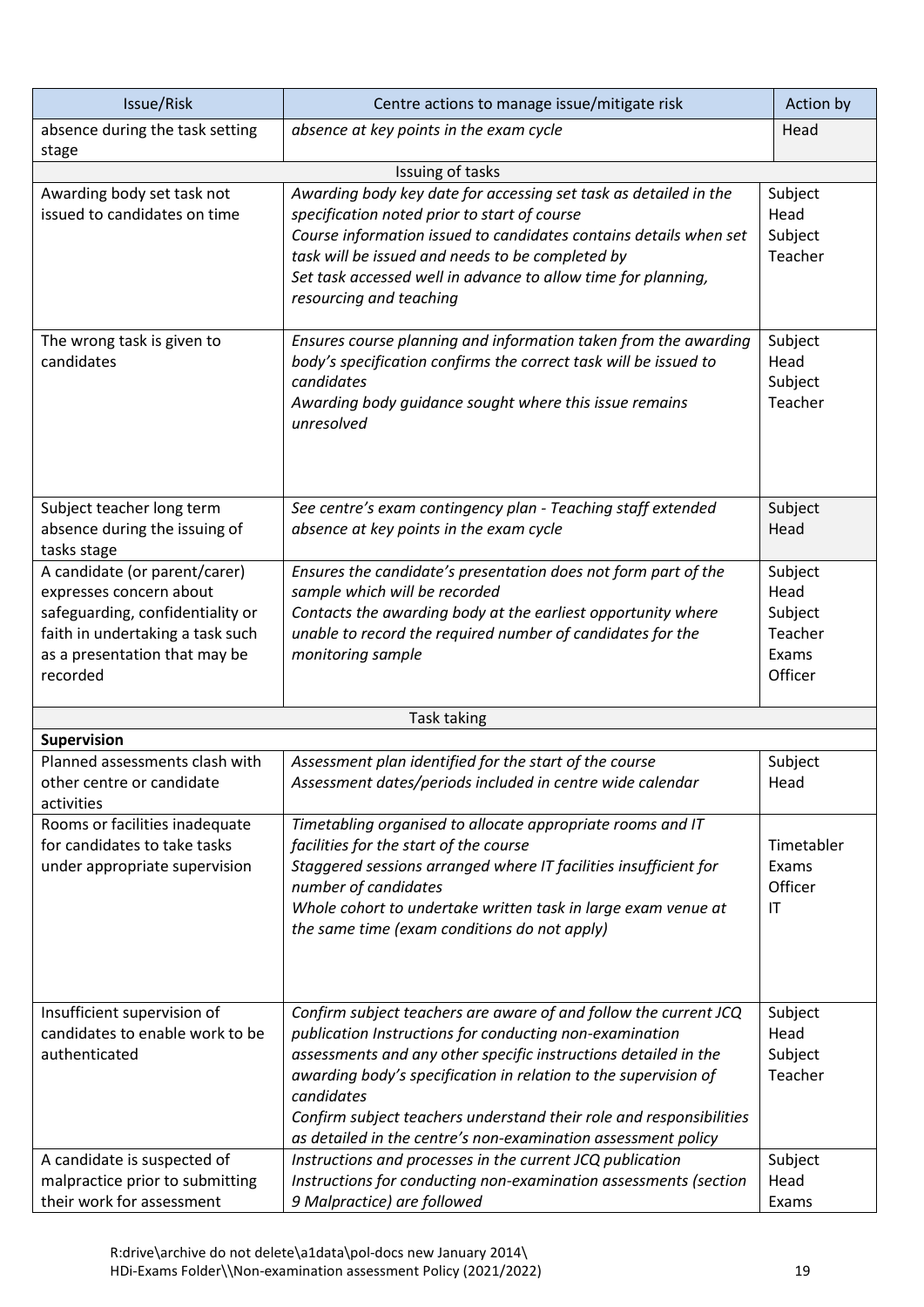| Issue/Risk | Centre actions to manage issue/mitigate risk | Action by |
|---|---|---|
| absence during the task setting stage | *absence at key points in the exam cycle* | Head |
| | Issuing of tasks | |
| Awarding body set task not issued to candidates on time | *Awarding body key date for accessing set task as detailed in the specification noted prior to start of course*<br>*Course information issued to candidates contains details when set task will be issued and needs to be completed by*<br>*Set task accessed well in advance to allow time for planning, resourcing and teaching* | Subject Head<br>Subject Teacher |
| The wrong task is given to candidates | *Ensures course planning and information taken from the awarding body's specification confirms the correct task will be issued to candidates*<br>*Awarding body guidance sought where this issue remains unresolved* | Subject Head<br>Subject Teacher |
| Subject teacher long term absence during the issuing of tasks stage | *See centre's exam contingency plan - Teaching staff extended absence at key points in the exam cycle* | Subject Head |
| A candidate (or parent/carer) expresses concern about safeguarding, confidentiality or faith in undertaking a task such as a presentation that may be recorded | *Ensures the candidate's presentation does not form part of the sample which will be recorded*<br>*Contacts the awarding body at the earliest opportunity where unable to record the required number of candidates for the monitoring sample* | Subject Head<br>Subject Teacher<br>Exams Officer |
| | Task taking | |
| **Supervision** | | |
| Planned assessments clash with other centre or candidate activities | *Assessment plan identified for the start of the course*<br>*Assessment dates/periods included in centre wide calendar* | Subject Head |
| Rooms or facilities inadequate for candidates to take tasks under appropriate supervision | *Timetabling organised to allocate appropriate rooms and IT facilities for the start of the course*<br>*Staggered sessions arranged where IT facilities insufficient for number of candidates*<br>*Whole cohort to undertake written task in large exam venue at the same time (exam conditions do not apply)* | Timetabler<br>Exams Officer<br>IT |
| Insufficient supervision of candidates to enable work to be authenticated | *Confirm subject teachers are aware of and follow the current JCQ publication Instructions for conducting non-examination assessments and any other specific instructions detailed in the awarding body's specification in relation to the supervision of candidates*<br>*Confirm subject teachers understand their role and responsibilities as detailed in the centre's non-examination assessment policy* | Subject Head<br>Subject Teacher |
| A candidate is suspected of malpractice prior to submitting their work for assessment | Instructions and processes in the current JCQ publication Instructions for conducting non-examination assessments (section 9 Malpractice) are followed | Subject Head<br>Exams |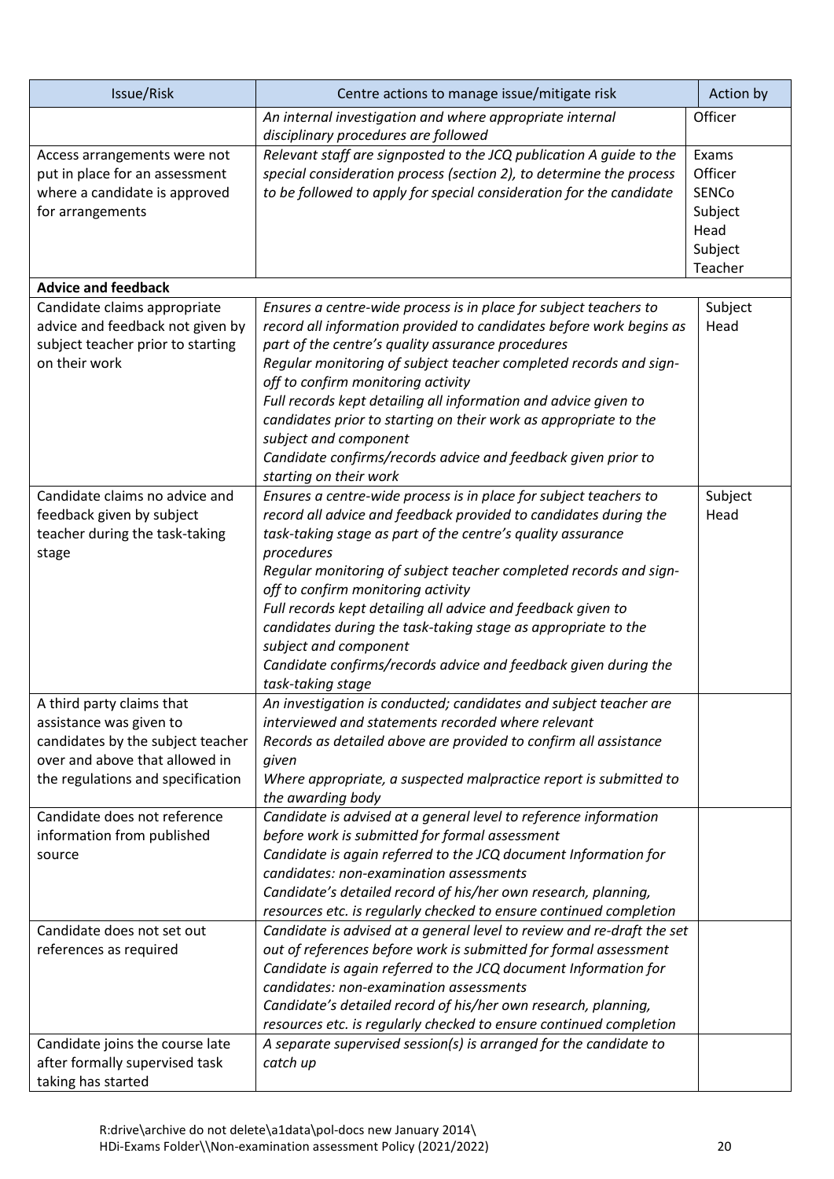| Issue/Risk | Centre actions to manage issue/mitigate risk | Action by |
|---|---|---|
| | *An internal investigation and where appropriate internal disciplinary procedures are followed* | Officer |
| Access arrangements were not put in place for an assessment where a candidate is approved for arrangements | *Relevant staff are signposted to the JCQ publication A guide to the special consideration process (section 2), to determine the process to be followed to apply for special consideration for the candidate* | Exams Officer SENCo Subject Head Subject Teacher |
| **Advice and feedback** | | |
| Candidate claims appropriate advice and feedback not given by subject teacher prior to starting on their work | *Ensures a centre-wide process is in place for subject teachers to record all information provided to candidates before work begins as part of the centre's quality assurance procedures*<br>*Regular monitoring of subject teacher completed records and sign-off to confirm monitoring activity*<br>*Full records kept detailing all information and advice given to candidates prior to starting on their work as appropriate to the subject and component*<br>*Candidate confirms/records advice and feedback given prior to starting on their work* | Subject Head |
| Candidate claims no advice and feedback given by subject teacher during the task-taking stage | *Ensures a centre-wide process is in place for subject teachers to record all advice and feedback provided to candidates during the task-taking stage as part of the centre's quality assurance procedures*<br>*Regular monitoring of subject teacher completed records and sign-off to confirm monitoring activity*<br>*Full records kept detailing all advice and feedback given to candidates during the task-taking stage as appropriate to the subject and component*<br>*Candidate confirms/records advice and feedback given during the task-taking stage* | Subject Head |
| A third party claims that assistance was given to candidates by the subject teacher over and above that allowed in the regulations and specification | *An investigation is conducted; candidates and subject teacher are interviewed and statements recorded where relevant*<br>*Records as detailed above are provided to confirm all assistance given*<br>*Where appropriate, a suspected malpractice report is submitted to the awarding body* | |
| Candidate does not reference information from published source | *Candidate is advised at a general level to reference information before work is submitted for formal assessment*<br>*Candidate is again referred to the JCQ document Information for candidates: non-examination assessments*<br>*Candidate's detailed record of his/her own research, planning, resources etc. is regularly checked to ensure continued completion* | |
| Candidate does not set out references as required | *Candidate is advised at a general level to review and re-draft the set out of references before work is submitted for formal assessment*<br>*Candidate is again referred to the JCQ document Information for candidates: non-examination assessments*<br>*Candidate's detailed record of his/her own research, planning, resources etc. is regularly checked to ensure continued completion* | |
| Candidate joins the course late after formally supervised task taking has started | *A separate supervised session(s) is arranged for the candidate to catch up* | |

R:drive\archive do not delete\a1data\pol-docs new January 2014\
HDi-Exams Folder\\Non-examination assessment Policy (2021/2022)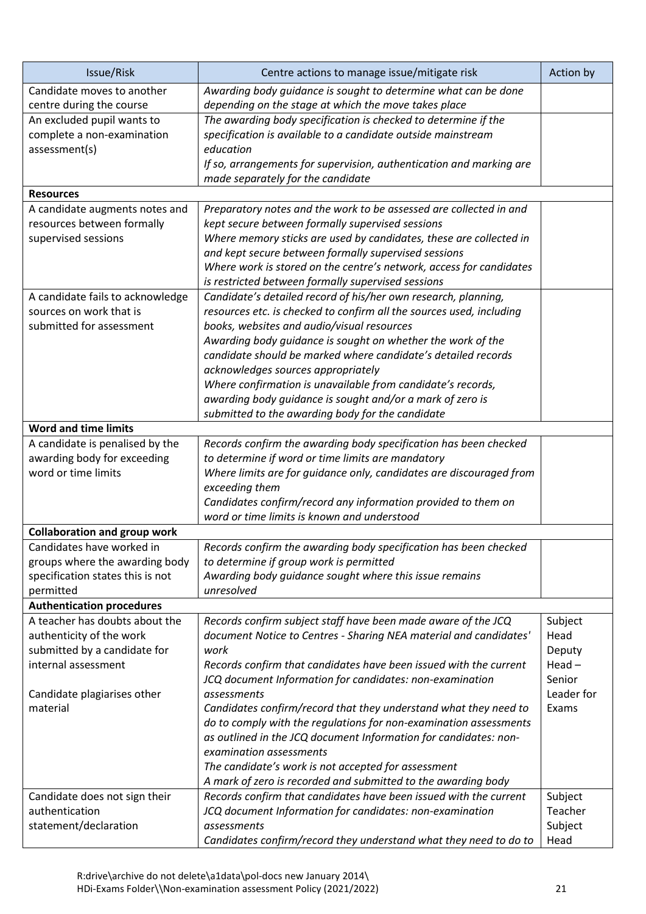| Issue/Risk | Centre actions to manage issue/mitigate risk | Action by |
|---|---|---|
| Candidate moves to another centre during the course | *Awarding body guidance is sought to determine what can be done depending on the stage at which the move takes place* | |
| An excluded pupil wants to complete a non-examination assessment(s) | *The awarding body specification is checked to determine if the specification is available to a candidate outside mainstream education*<br>*If so, arrangements for supervision, authentication and marking are made separately for the candidate* | |
| **Resources** | | |
| A candidate augments notes and resources between formally supervised sessions | *Preparatory notes and the work to be assessed are collected in and kept secure between formally supervised sessions*<br>*Where memory sticks are used by candidates, these are collected in and kept secure between formally supervised sessions*<br>*Where work is stored on the centre's network, access for candidates is restricted between formally supervised sessions* | |
| A candidate fails to acknowledge sources on work that is submitted for assessment | *Candidate's detailed record of his/her own research, planning, resources etc. is checked to confirm all the sources used, including books, websites and audio/visual resources*<br>*Awarding body guidance is sought on whether the work of the candidate should be marked where candidate's detailed records acknowledges sources appropriately*<br>*Where confirmation is unavailable from candidate's records, awarding body guidance is sought and/or a mark of zero is submitted to the awarding body for the candidate* | |
| **Word and time limits** | | |
| A candidate is penalised by the awarding body for exceeding word or time limits | *Records confirm the awarding body specification has been checked to determine if word or time limits are mandatory*<br>*Where limits are for guidance only, candidates are discouraged from exceeding them*<br>*Candidates confirm/record any information provided to them on word or time limits is known and understood* | |
| **Collaboration and group work** | | |
| Candidates have worked in groups where the awarding body specification states this is not permitted | *Records confirm the awarding body specification has been checked to determine if group work is permitted*<br>*Awarding body guidance sought where this issue remains unresolved* | |
| **Authentication procedures** | | |
| A teacher has doubts about the authenticity of the work submitted by a candidate for internal assessment<br><br>Candidate plagiarises other material | *Records confirm subject staff have been made aware of the JCQ document Notice to Centres - Sharing NEA material and candidates' work*<br>*Records confirm that candidates have been issued with the current JCQ document Information for candidates: non-examination assessments*<br>*Candidates confirm/record that they understand what they need to do to comply with the regulations for non-examination assessments as outlined in the JCQ document Information for candidates: non-examination assessments*<br>*The candidate's work is not accepted for assessment*<br>*A mark of zero is recorded and submitted to the awarding body* | Subject Head<br>Deputy Head – Senior Leader for Exams |
| Candidate does not sign their authentication statement/declaration | *Records confirm that candidates have been issued with the current JCQ document Information for candidates: non-examination assessments*<br>*Candidates confirm/record they understand what they need to do to* | Subject Teacher<br>Subject Head |

R:drive\archive do not delete\a1data\pol-docs new January 2014\
HDi-Exams Folder\\Non-examination assessment Policy (2021/2022)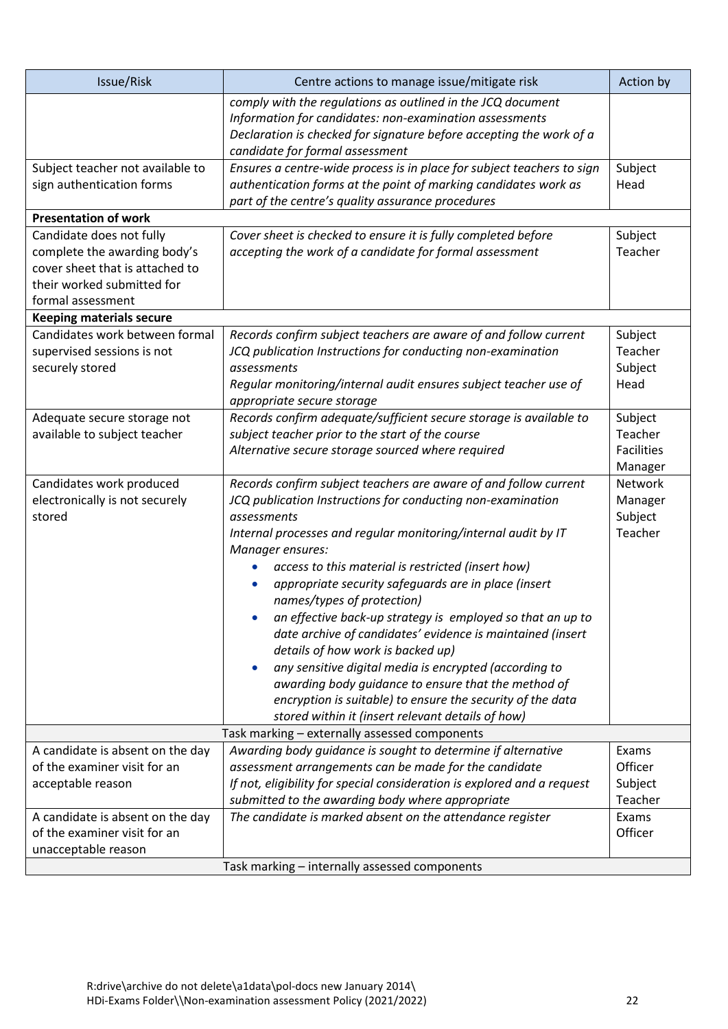| Issue/Risk | Centre actions to manage issue/mitigate risk | Action by |
|---|---|---|
| | *comply with the regulations as outlined in the JCQ document Information for candidates: non-examination assessments*<br>*Declaration is checked for signature before accepting the work of a candidate for formal assessment* | |
| Subject teacher not available to sign authentication forms | *Ensures a centre-wide process is in place for subject teachers to sign authentication forms at the point of marking candidates work as part of the centre's quality assurance procedures* | Subject Head |
| **Presentation of work** | | |
| Candidate does not fully complete the awarding body's cover sheet that is attached to their worked submitted for formal assessment | *Cover sheet is checked to ensure it is fully completed before accepting the work of a candidate for formal assessment* | Subject Teacher |
| **Keeping materials secure** | | |
| Candidates work between formal supervised sessions is not securely stored | *Records confirm subject teachers are aware of and follow current JCQ publication Instructions for conducting non-examination assessments*<br>*Regular monitoring/internal audit ensures subject teacher use of appropriate secure storage* | Subject Teacher<br>Subject Head |
| Adequate secure storage not available to subject teacher | *Records confirm adequate/sufficient secure storage is available to subject teacher prior to the start of the course*<br>*Alternative secure storage sourced where required* | Subject Teacher<br>Facilities Manager |
| Candidates work produced electronically is not securely stored | *Records confirm subject teachers are aware of and follow current JCQ publication Instructions for conducting non-examination assessments*<br>*Internal processes and regular monitoring/internal audit by IT Manager ensures:*<br>• *access to this material is restricted (insert how)*<br>• *appropriate security safeguards are in place (insert names/types of protection)*<br>• *an effective back-up strategy is employed so that an up to date archive of candidates' evidence is maintained (insert details of how work is backed up)*<br>• *any sensitive digital media is encrypted (according to awarding body guidance to ensure that the method of encryption is suitable) to ensure the security of the data stored within it (insert relevant details of how)* | Network Manager<br>Subject Teacher |
| Task marking – externally assessed components | | |
| A candidate is absent on the day of the examiner visit for an acceptable reason | *Awarding body guidance is sought to determine if alternative assessment arrangements can be made for the candidate*<br>*If not, eligibility for special consideration is explored and a request submitted to the awarding body where appropriate* | Exams Officer<br>Subject Teacher |
| A candidate is absent on the day of the examiner visit for an unacceptable reason | *The candidate is marked absent on the attendance register* | Exams Officer |
| Task marking – internally assessed components | | |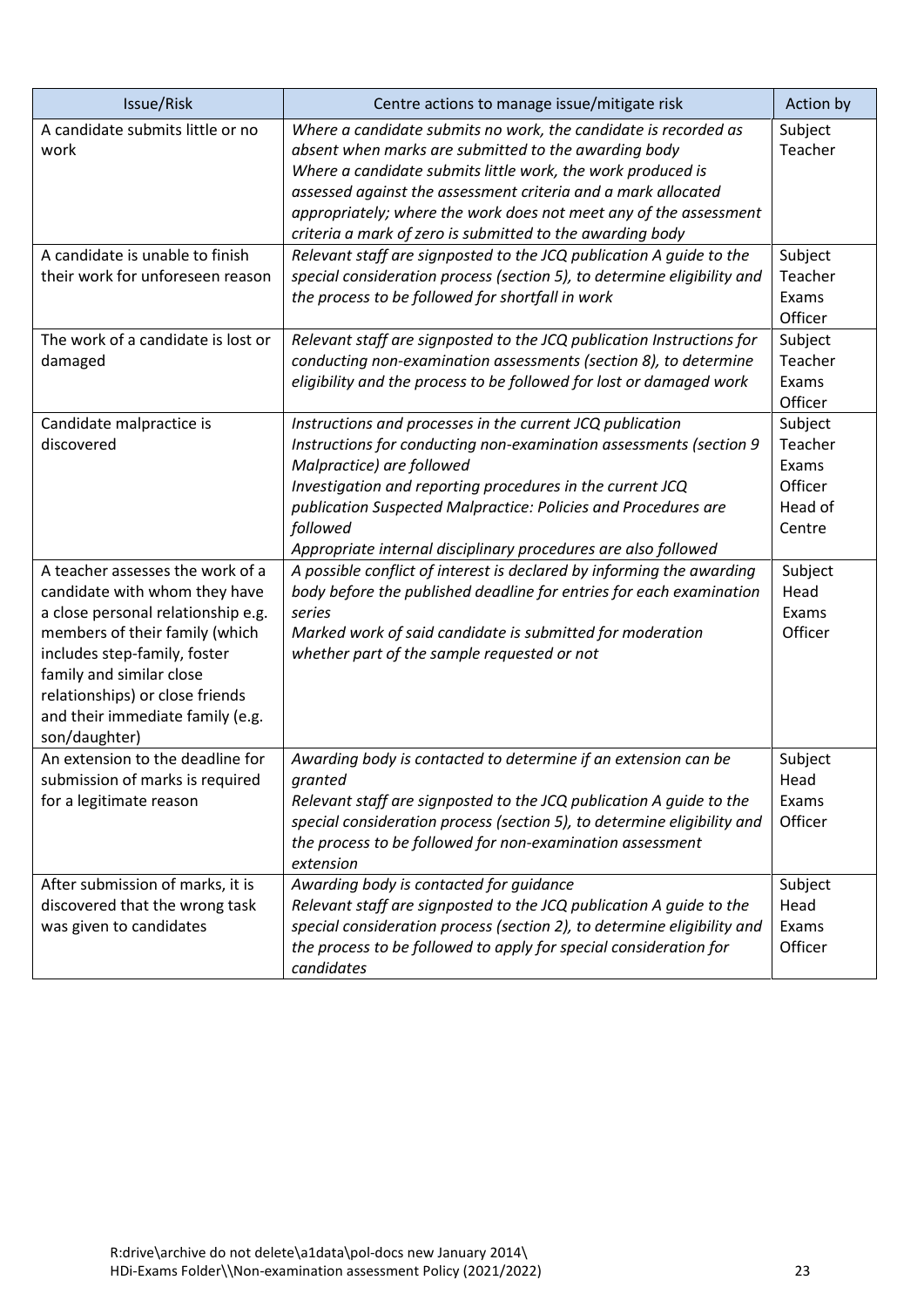| Issue/Risk | Centre actions to manage issue/mitigate risk | Action by |
|---|---|---|
| A candidate submits little or no work | *Where a candidate submits no work, the candidate is recorded as absent when marks are submitted to the awarding body*<br>*Where a candidate submits little work, the work produced is assessed against the assessment criteria and a mark allocated appropriately; where the work does not meet any of the assessment criteria a mark of zero is submitted to the awarding body* | Subject Teacher |
| A candidate is unable to finish their work for unforeseen reason | *Relevant staff are signposted to the JCQ publication A guide to the special consideration process (section 5), to determine eligibility and the process to be followed for shortfall in work* | Subject Teacher<br>Exams Officer |
| The work of a candidate is lost or damaged | *Relevant staff are signposted to the JCQ publication Instructions for conducting non-examination assessments (section 8), to determine eligibility and the process to be followed for lost or damaged work* | Subject Teacher<br>Exams Officer |
| Candidate malpractice is discovered | *Instructions and processes in the current JCQ publication Instructions for conducting non-examination assessments (section 9 Malpractice) are followed*<br>*Investigation and reporting procedures in the current JCQ publication Suspected Malpractice: Policies and Procedures are followed*<br>*Appropriate internal disciplinary procedures are also followed* | Subject Teacher<br>Exams Officer<br>Head of Centre |
| A teacher assesses the work of a candidate with whom they have a close personal relationship e.g. members of their family (which includes step-family, foster family and similar close relationships) or close friends and their immediate family (e.g. son/daughter) | *A possible conflict of interest is declared by informing the awarding body before the published deadline for entries for each examination series*<br>*Marked work of said candidate is submitted for moderation whether part of the sample requested or not* | Subject Head<br>Exams Officer |
| An extension to the deadline for submission of marks is required for a legitimate reason | *Awarding body is contacted to determine if an extension can be granted*<br>*Relevant staff are signposted to the JCQ publication A guide to the special consideration process (section 5), to determine eligibility and the process to be followed for non-examination assessment extension* | Subject Head<br>Exams Officer |
| After submission of marks, it is discovered that the wrong task was given to candidates | *Awarding body is contacted for guidance*<br>*Relevant staff are signposted to the JCQ publication A guide to the special consideration process (section 2), to determine eligibility and the process to be followed to apply for special consideration for candidates* | Subject Head<br>Exams Officer |

R:drive\archive do not delete\a1data\pol-docs new January 2014\
HDi-Exams Folder\\Non-examination assessment Policy (2021/2022)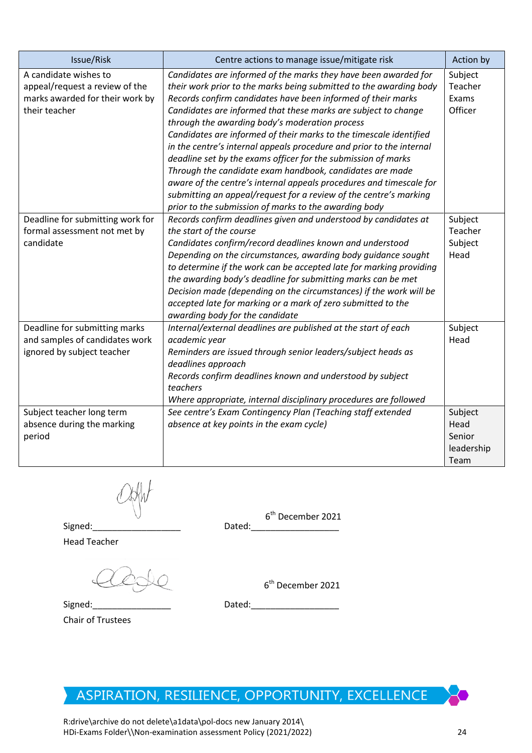| Issue/Risk | Centre actions to manage issue/mitigate risk | Action by |
|---|---|---|
| A candidate wishes to appeal/request a review of the marks awarded for their work by their teacher | *Candidates are informed of the marks they have been awarded for their work prior to the marks being submitted to the awarding body*<br>*Records confirm candidates have been informed of their marks*<br>*Candidates are informed that these marks are subject to change through the awarding body's moderation process*<br>*Candidates are informed of their marks to the timescale identified in the centre's internal appeals procedure and prior to the internal deadline set by the exams officer for the submission of marks*<br>*Through the candidate exam handbook, candidates are made aware of the centre's internal appeals procedures and timescale for submitting an appeal/request for a review of the centre's marking prior to the submission of marks to the awarding body* | Subject Teacher<br>Exams Officer |
| Deadline for submitting work for formal assessment not met by candidate | *Records confirm deadlines given and understood by candidates at the start of the course*<br>*Candidates confirm/record deadlines known and understood*<br>*Depending on the circumstances, awarding body guidance sought to determine if the work can be accepted late for marking providing the awarding body's deadline for submitting marks can be met*<br>*Decision made (depending on the circumstances) if the work will be accepted late for marking or a mark of zero submitted to the awarding body for the candidate* | Subject Teacher<br>Subject Head |
| Deadline for submitting marks and samples of candidates work ignored by subject teacher | *Internal/external deadlines are published at the start of each academic year*<br>*Reminders are issued through senior leaders/subject heads as deadlines approach*<br>*Records confirm deadlines known and understood by subject teachers*<br>*Where appropriate, internal disciplinary procedures are followed* | Subject Head |
| Subject teacher long term absence during the marking period | *See centre's Exam Contingency Plan (Teaching staff extended absence at key points in the exam cycle)* | Subject Head<br>Senior leadership Team |

Signed:__________________ Dated: 6th December 2021

Head Teacher

Signed:________________ Dated: 6th December 2021

Chair of Trustees

ASPIRATION, RESILIENCE, OPPORTUNITY, EXCELLENCE

R:drive\archive do not delete\a1data\pol-docs new January 2014\
HDi-Exams Folder\\Non-examination assessment Policy (2021/2022)